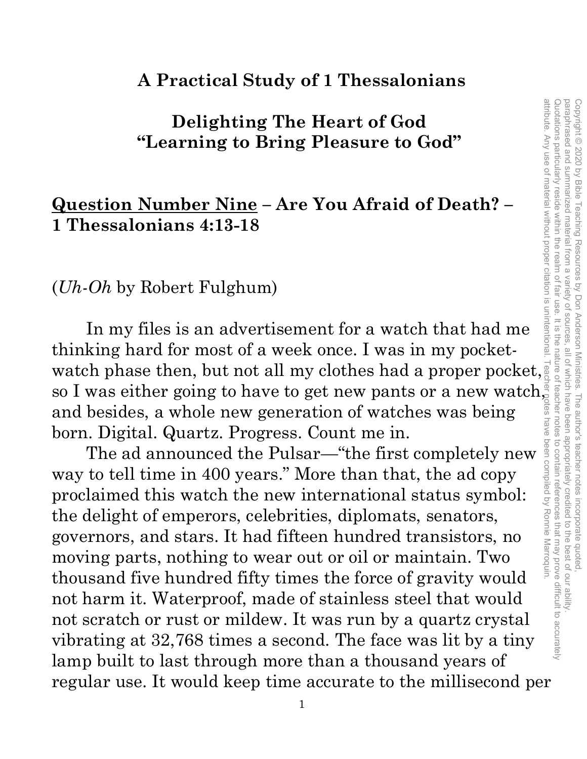# A Practical Study of 1 Thessalonians

## Delighting The Heart of God
## "Learning to Bring Pleasure to God"

**<u>Question Number Nine</u> – Are You Afraid of Death? – 1 Thessalonians 4:13-18**

(*Uh-Oh* by Robert Fulghum)

In my files is an advertisement for a watch that had me thinking hard for most of a week once. I was in my pocket-watch phase then, but not all my clothes had a proper pocket, so I was either going to have to get new pants or a new watch, and besides, a whole new generation of watches was being born. Digital. Quartz. Progress. Count me in.

The ad announced the Pulsar—"the first completely new way to tell time in 400 years." More than that, the ad copy proclaimed this watch the new international status symbol: the delight of emperors, celebrities, diplomats, senators, governors, and stars. It had fifteen hundred transistors, no moving parts, nothing to wear out or oil or maintain. Two thousand five hundred fifty times the force of gravity would not harm it. Waterproof, made of stainless steel that would not scratch or rust or mildew. It was run by a quartz crystal vibrating at 32,768 times a second. The face was lit by a tiny lamp built to last through more than a thousand years of regular use. It would keep time accurate to the millisecond per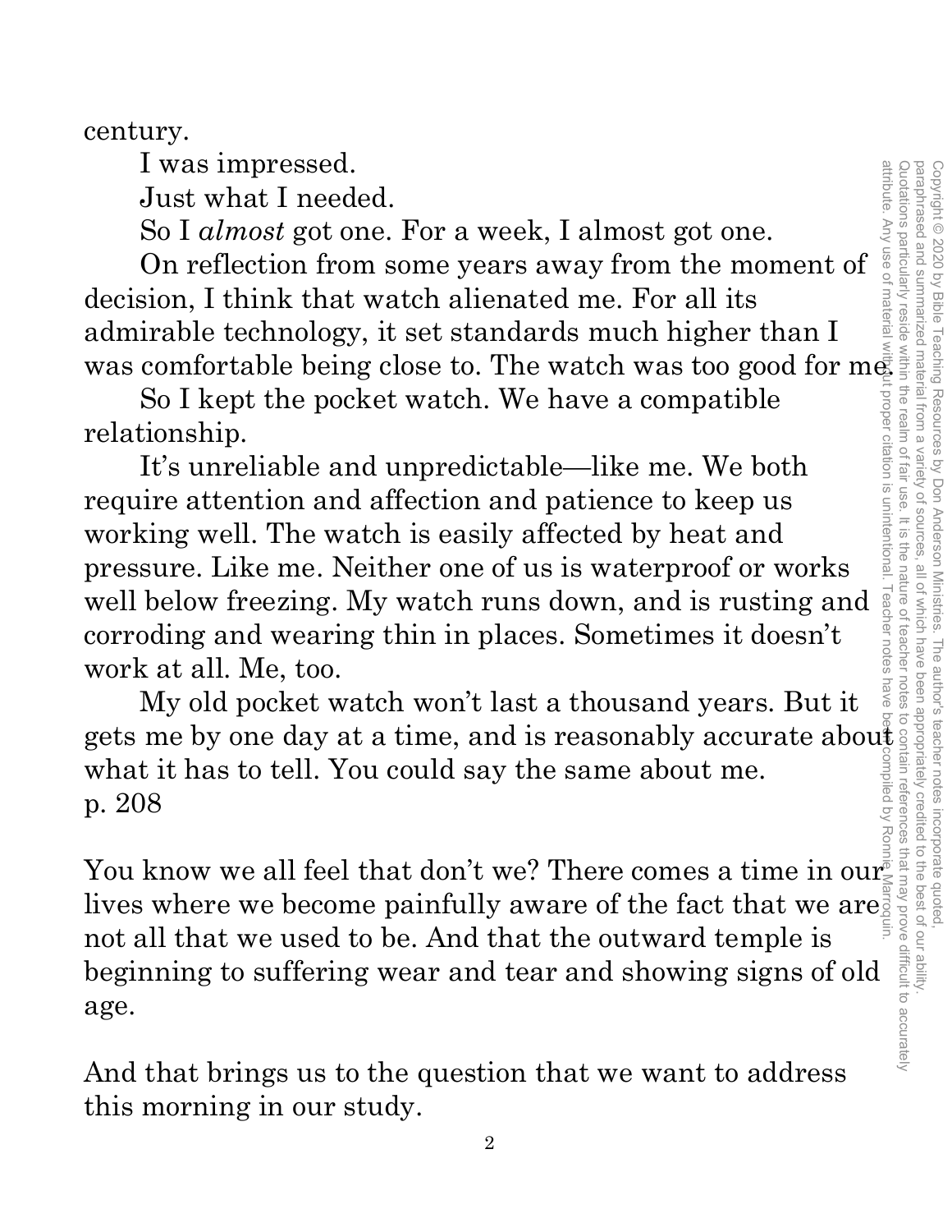century.

I was impressed.

Just what I needed.

So I *almost* got one. For a week, I almost got one.

On reflection from some years away from the moment of decision, I think that watch alienated me. For all its admirable technology, it set standards much higher than I was comfortable being close to. The watch was too good for me.

So I kept the pocket watch. We have a compatible relationship.

It's unreliable and unpredictable—like me. We both require attention and affection and patience to keep us working well. The watch is easily affected by heat and pressure. Like me. Neither one of us is waterproof or works well below freezing. My watch runs down, and is rusting and corroding and wearing thin in places. Sometimes it doesn't work at all. Me, too.

My old pocket watch won't last a thousand years. But it gets me by one day at a time, and is reasonably accurate about what it has to tell. You could say the same about me.
p. 208

You know we all feel that don't we? There comes a time in our lives where we become painfully aware of the fact that we are not all that we used to be. And that the outward temple is beginning to suffering wear and tear and showing signs of old age.

And that brings us to the question that we want to address this morning in our study.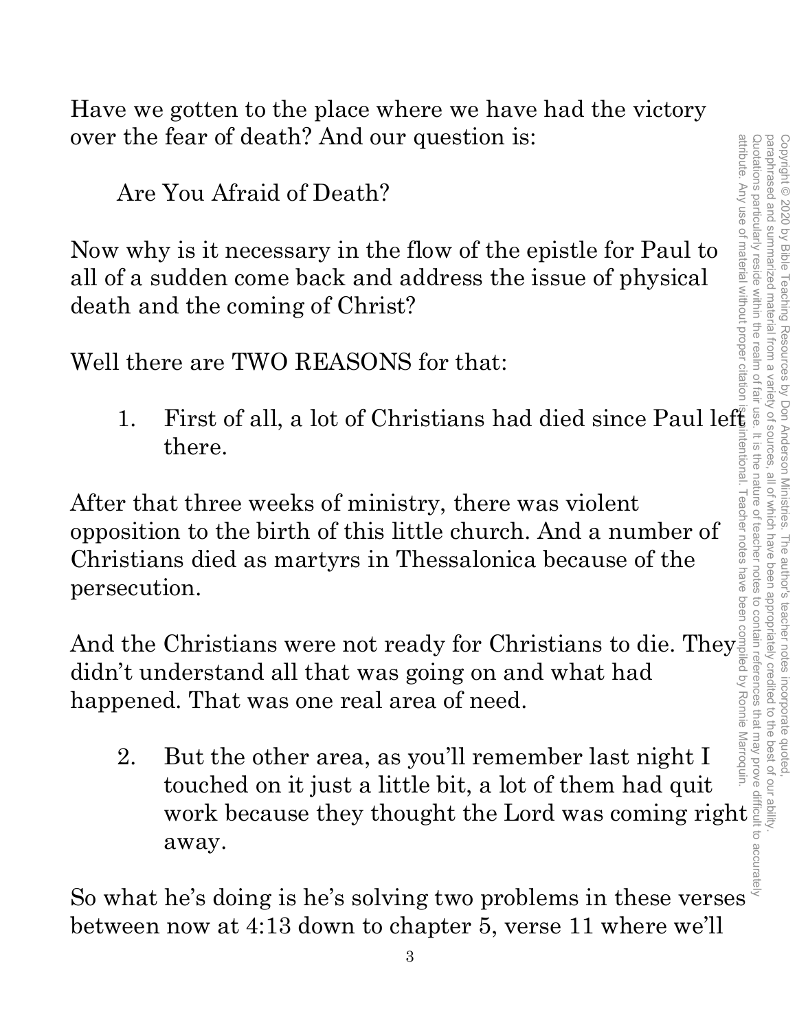Have we gotten to the place where we have had the victory over the fear of death? And our question is:

Are You Afraid of Death?

Now why is it necessary in the flow of the epistle for Paul to all of a sudden come back and address the issue of physical death and the coming of Christ?

Well there are TWO REASONS for that:

1. First of all, a lot of Christians had died since Paul left there.

After that three weeks of ministry, there was violent opposition to the birth of this little church. And a number of Christians died as martyrs in Thessalonica because of the persecution.

And the Christians were not ready for Christians to die. They didn't understand all that was going on and what had happened. That was one real area of need.

2. But the other area, as you'll remember last night I touched on it just a little bit, a lot of them had quit work because they thought the Lord was coming right away.

So what he's doing is he's solving two problems in these verses between now at 4:13 down to chapter 5, verse 11 where we'll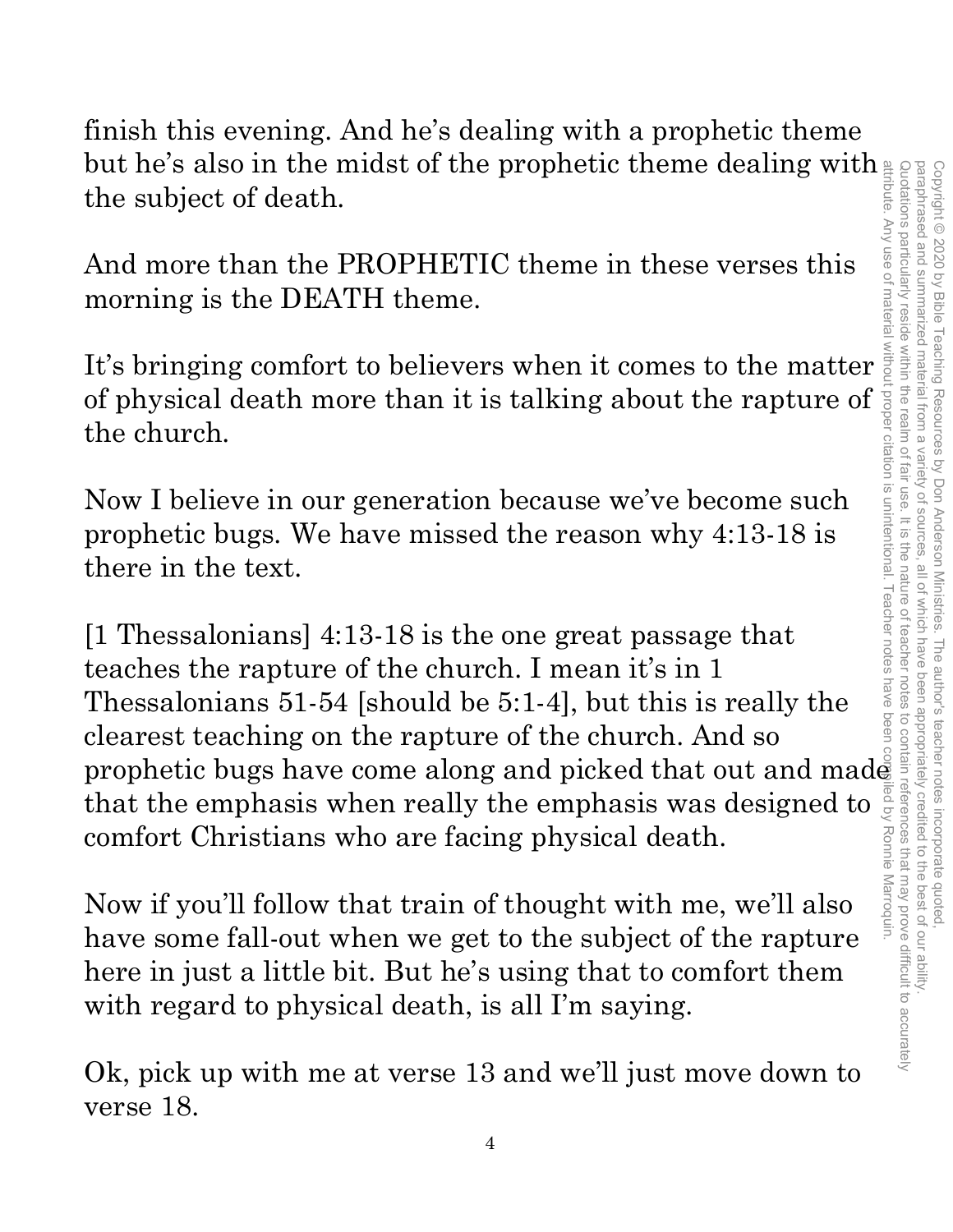finish this evening. And he's dealing with a prophetic theme but he's also in the midst of the prophetic theme dealing with the subject of death.

And more than the PROPHETIC theme in these verses this morning is the DEATH theme.

It's bringing comfort to believers when it comes to the matter of physical death more than it is talking about the rapture of the church.

Now I believe in our generation because we've become such prophetic bugs. We have missed the reason why 4:13-18 is there in the text.

[1 Thessalonians] 4:13-18 is the one great passage that teaches the rapture of the church. I mean it's in 1 Thessalonians 51-54 [should be 5:1-4], but this is really the clearest teaching on the rapture of the church. And so prophetic bugs have come along and picked that out and made that the emphasis when really the emphasis was designed to comfort Christians who are facing physical death.

Now if you'll follow that train of thought with me, we'll also have some fall-out when we get to the subject of the rapture here in just a little bit. But he's using that to comfort them with regard to physical death, is all I'm saying.

Ok, pick up with me at verse 13 and we'll just move down to verse 18.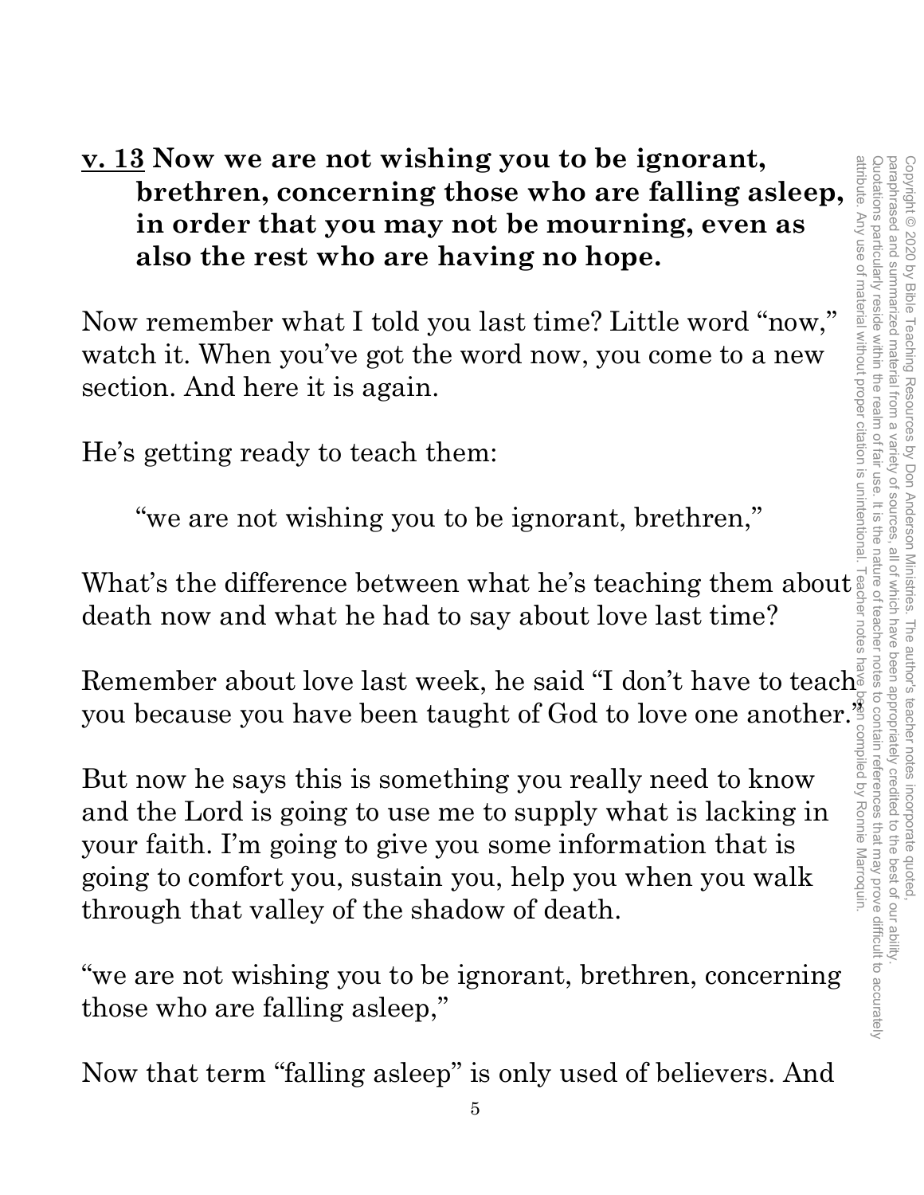**<u>v. 13</u> Now we are not wishing you to be ignorant, brethren, concerning those who are falling asleep, in order that you may not be mourning, even as also the rest who are having no hope.**

Now remember what I told you last time? Little word "now," watch it. When you've got the word now, you come to a new section. And here it is again.

He's getting ready to teach them:

> "we are not wishing you to be ignorant, brethren,"

What's the difference between what he's teaching them about death now and what he had to say about love last time?

Remember about love last week, he said "I don't have to teach you because you have been taught of God to love one another."

But now he says this is something you really need to know and the Lord is going to use me to supply what is lacking in your faith. I'm going to give you some information that is going to comfort you, sustain you, help you when you walk through that valley of the shadow of death.

"we are not wishing you to be ignorant, brethren, concerning those who are falling asleep,"

Now that term "falling asleep" is only used of believers. And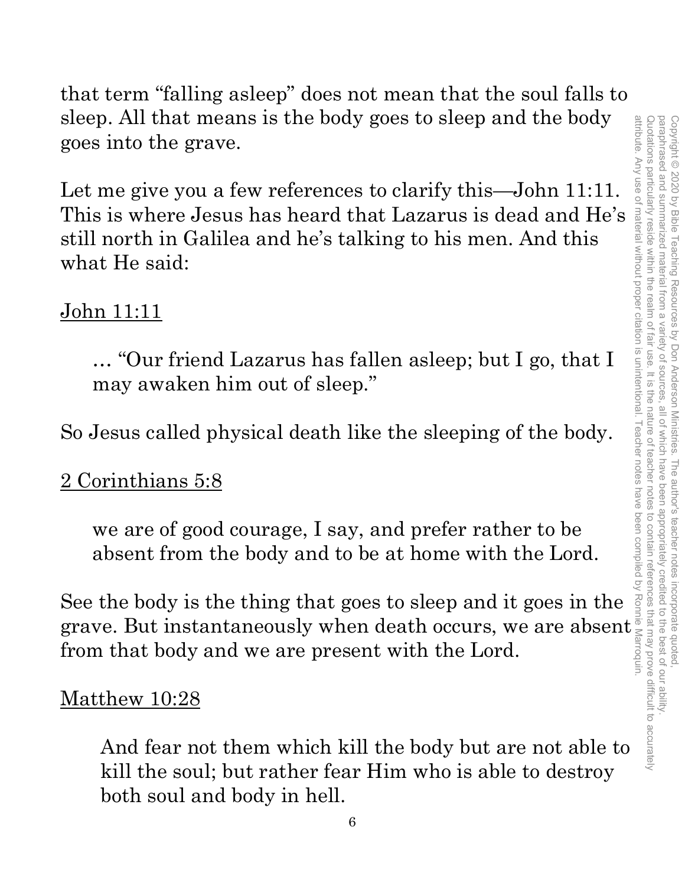that term "falling asleep" does not mean that the soul falls to sleep. All that means is the body goes to sleep and the body goes into the grave.

Let me give you a few references to clarify this—John 11:11. This is where Jesus has heard that Lazarus is dead and He's still north in Galilea and he's talking to his men. And this what He said:

<u>John 11:11</u>

> … "Our friend Lazarus has fallen asleep; but I go, that I may awaken him out of sleep."

So Jesus called physical death like the sleeping of the body.

<u>2 Corinthians 5:8</u>

> we are of good courage, I say, and prefer rather to be absent from the body and to be at home with the Lord.

See the body is the thing that goes to sleep and it goes in the grave. But instantaneously when death occurs, we are absent from that body and we are present with the Lord.

<u>Matthew 10:28</u>

> And fear not them which kill the body but are not able to kill the soul; but rather fear Him who is able to destroy both soul and body in hell.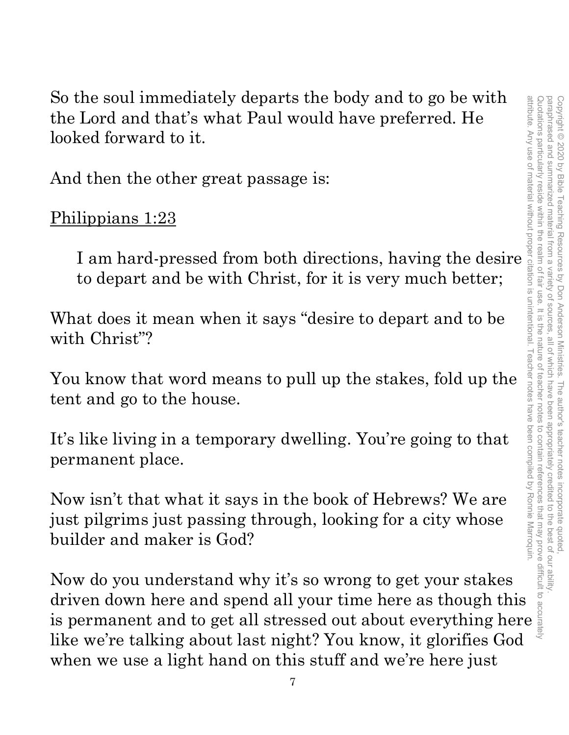So the soul immediately departs the body and to go be with the Lord and that's what Paul would have preferred. He looked forward to it.

And then the other great passage is:

Philippians 1:23

> I am hard-pressed from both directions, having the desire to depart and be with Christ, for it is very much better;

What does it mean when it says "desire to depart and to be with Christ"?

You know that word means to pull up the stakes, fold up the tent and go to the house.

It's like living in a temporary dwelling. You're going to that permanent place.

Now isn't that what it says in the book of Hebrews? We are just pilgrims just passing through, looking for a city whose builder and maker is God?

Now do you understand why it's so wrong to get your stakes driven down here and spend all your time here as though this is permanent and to get all stressed out about everything here like we're talking about last night? You know, it glorifies God when we use a light hand on this stuff and we're here just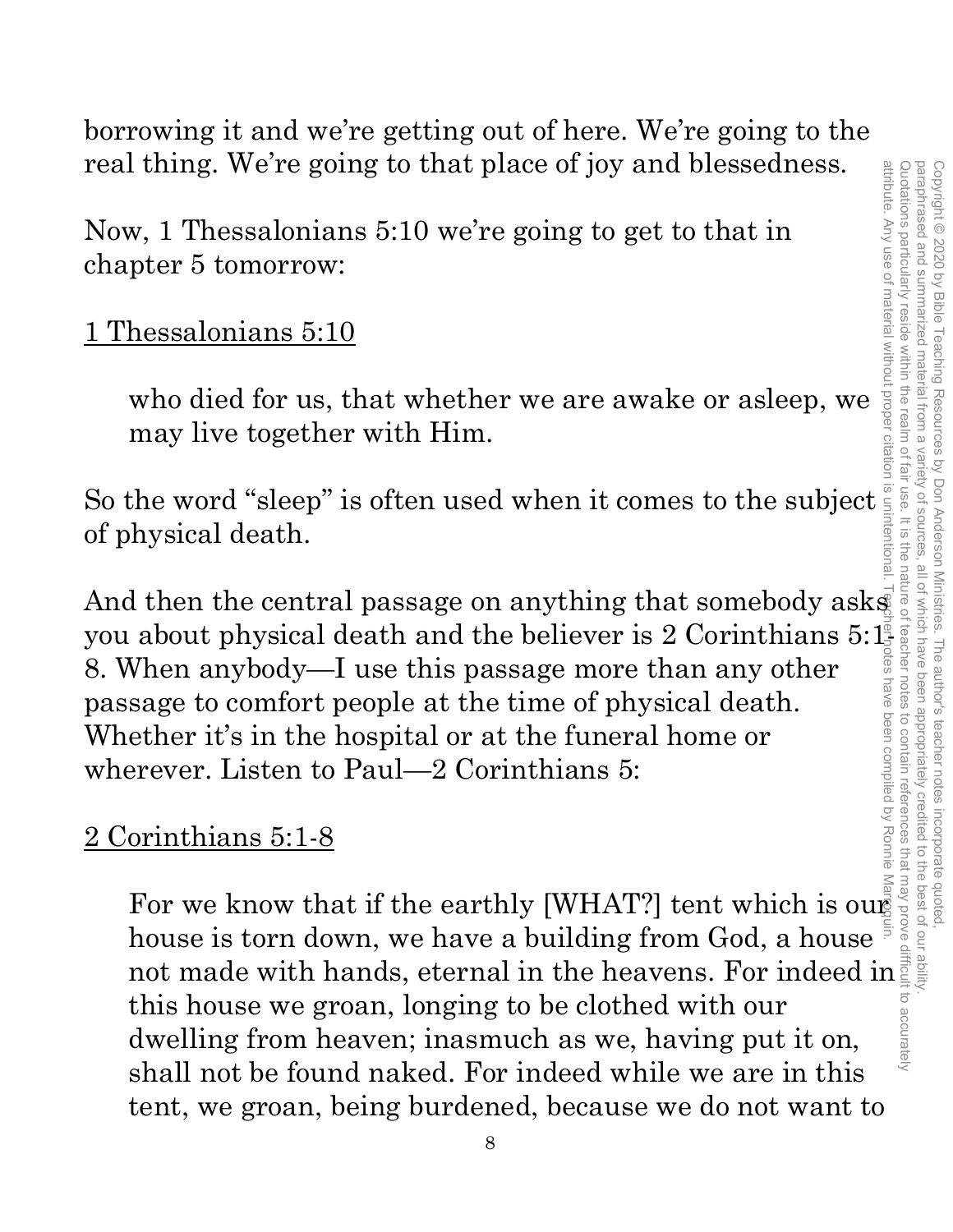borrowing it and we're getting out of here. We're going to the real thing. We're going to that place of joy and blessedness.

Now, 1 Thessalonians 5:10 we're going to get to that in chapter 5 tomorrow:

<u>1 Thessalonians 5:10</u>

> who died for us, that whether we are awake or asleep, we may live together with Him.

So the word "sleep" is often used when it comes to the subject of physical death.

And then the central passage on anything that somebody asks you about physical death and the believer is 2 Corinthians 5:1-8. When anybody—I use this passage more than any other passage to comfort people at the time of physical death. Whether it's in the hospital or at the funeral home or wherever. Listen to Paul—2 Corinthians 5:

<u>2 Corinthians 5:1-8</u>

> For we know that if the earthly [WHAT?] tent which is our house is torn down, we have a building from God, a house not made with hands, eternal in the heavens. For indeed in this house we groan, longing to be clothed with our dwelling from heaven; inasmuch as we, having put it on, shall not be found naked. For indeed while we are in this tent, we groan, being burdened, because we do not want to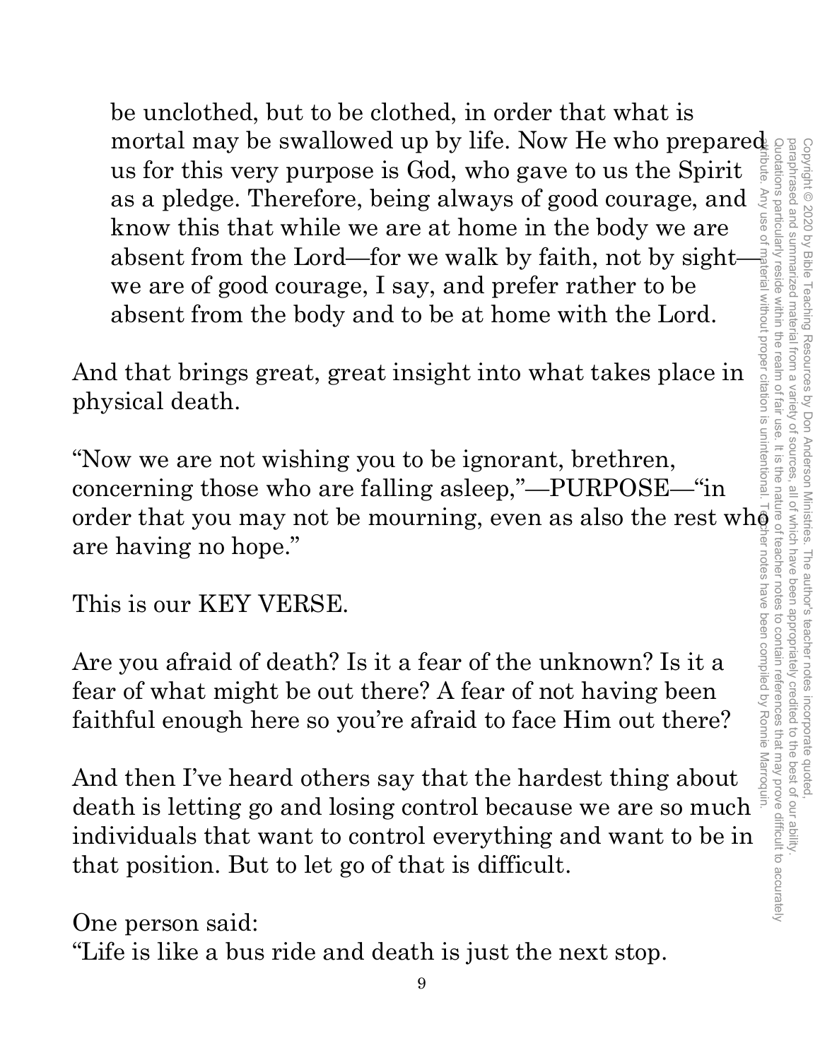> be unclothed, but to be clothed, in order that what is mortal may be swallowed up by life. Now He who prepared us for this very purpose is God, who gave to us the Spirit as a pledge. Therefore, being always of good courage, and know this that while we are at home in the body we are absent from the Lord—for we walk by faith, not by sight—we are of good courage, I say, and prefer rather to be absent from the body and to be at home with the Lord.

And that brings great, great insight into what takes place in physical death.

"Now we are not wishing you to be ignorant, brethren, concerning those who are falling asleep,"—PURPOSE—"in order that you may not be mourning, even as also the rest who are having no hope."

This is our KEY VERSE.

Are you afraid of death? Is it a fear of the unknown? Is it a fear of what might be out there? A fear of not having been faithful enough here so you're afraid to face Him out there?

And then I've heard others say that the hardest thing about death is letting go and losing control because we are so much individuals that want to control everything and want to be in that position. But to let go of that is difficult.

One person said:
"Life is like a bus ride and death is just the next stop.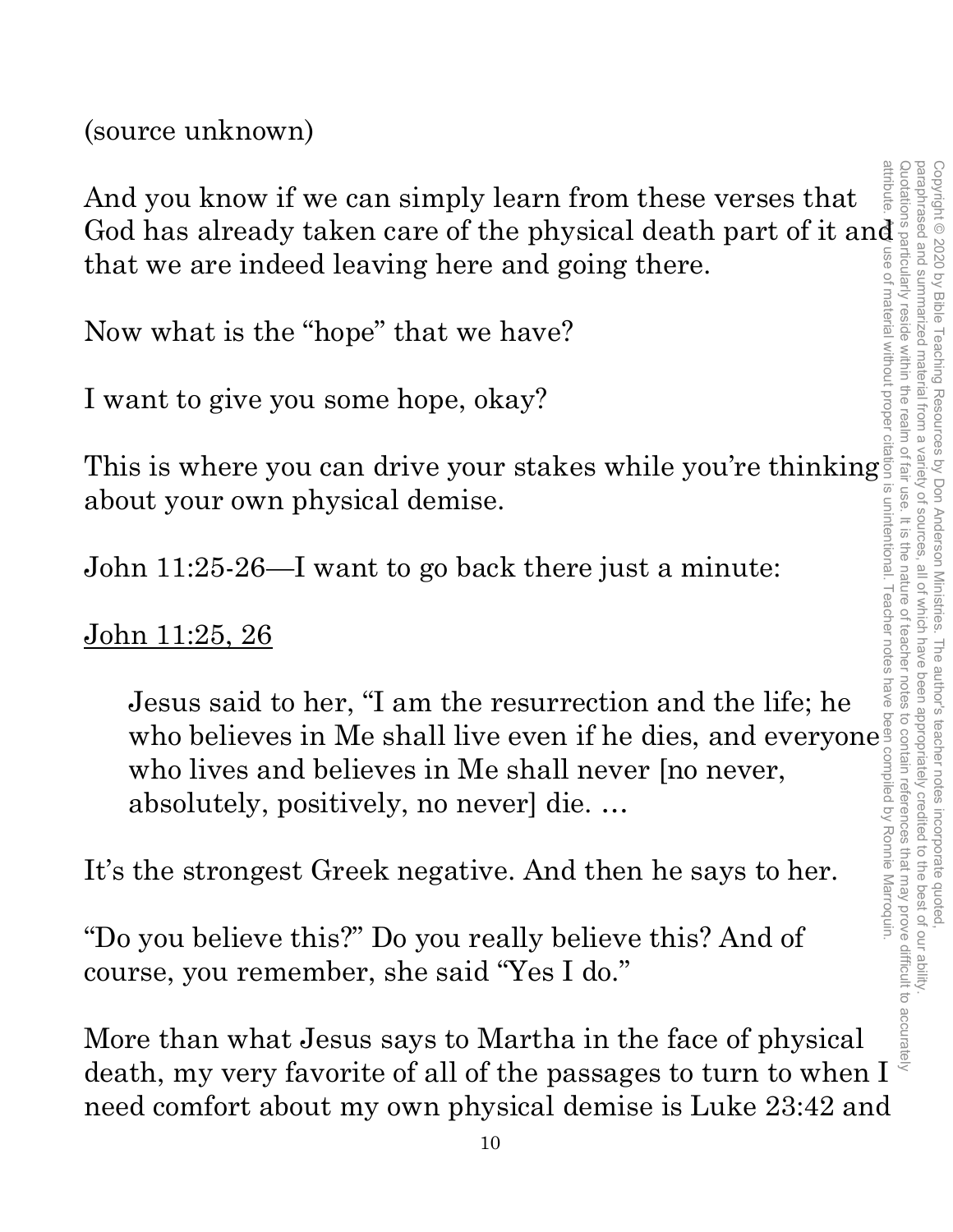(source unknown)

And you know if we can simply learn from these verses that God has already taken care of the physical death part of it and that we are indeed leaving here and going there.

Now what is the "hope" that we have?

I want to give you some hope, okay?

This is where you can drive your stakes while you're thinking about your own physical demise.

John 11:25-26—I want to go back there just a minute:

<u>John 11:25, 26</u>

> Jesus said to her, "I am the resurrection and the life; he who believes in Me shall live even if he dies, and everyone who lives and believes in Me shall never [no never, absolutely, positively, no never] die. …

It's the strongest Greek negative. And then he says to her.

"Do you believe this?" Do you really believe this? And of course, you remember, she said "Yes I do."

More than what Jesus says to Martha in the face of physical death, my very favorite of all of the passages to turn to when I need comfort about my own physical demise is Luke 23:42 and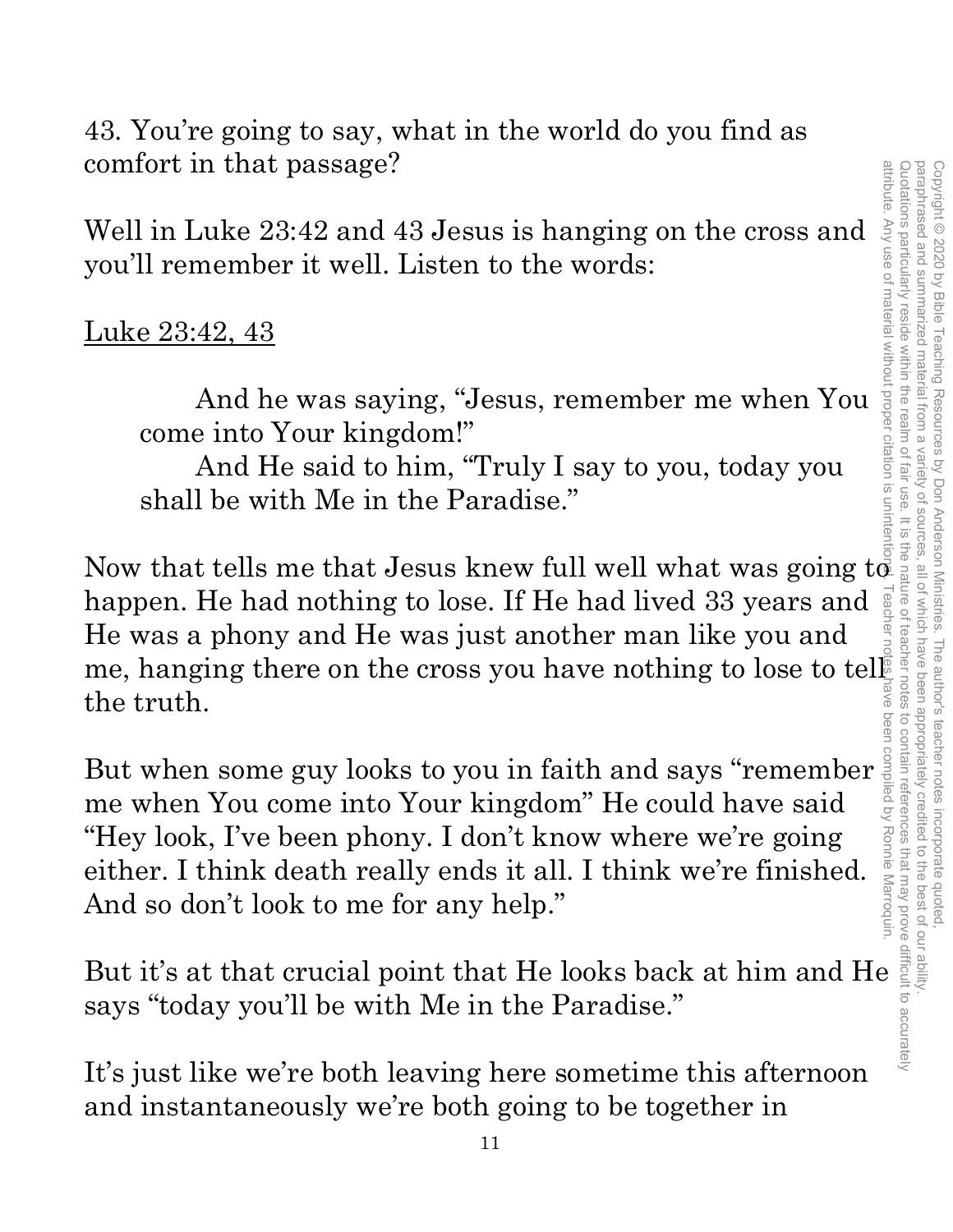43. You're going to say, what in the world do you find as comfort in that passage?

Well in Luke 23:42 and 43 Jesus is hanging on the cross and you'll remember it well. Listen to the words:

<u>Luke 23:42, 43</u>

> And he was saying, "Jesus, remember me when You come into Your kingdom!"
> And He said to him, "Truly I say to you, today you shall be with Me in the Paradise."

Now that tells me that Jesus knew full well what was going to happen. He had nothing to lose. If He had lived 33 years and He was a phony and He was just another man like you and me, hanging there on the cross you have nothing to lose to tell the truth.

But when some guy looks to you in faith and says "remember me when You come into Your kingdom" He could have said "Hey look, I've been phony. I don't know where we're going either. I think death really ends it all. I think we're finished. And so don't look to me for any help."

But it's at that crucial point that He looks back at him and He says "today you'll be with Me in the Paradise."

It's just like we're both leaving here sometime this afternoon and instantaneously we're both going to be together in

Copyright © 2020 by Bible Teaching Resources by Don Anderson Ministries. The author's teacher notes incorporate quoted, paraphrased and summarized material from a variety of sources, all of which have been appropriately credited to the best of our ability. Quotations particularly reside within the realm of fair use. It is the nature of teacher notes to contain references that may prove difficult to accurately attribute. Any use of material without proper citation is unintentional. Teacher notes have been compiled by Ronnie Marroquin.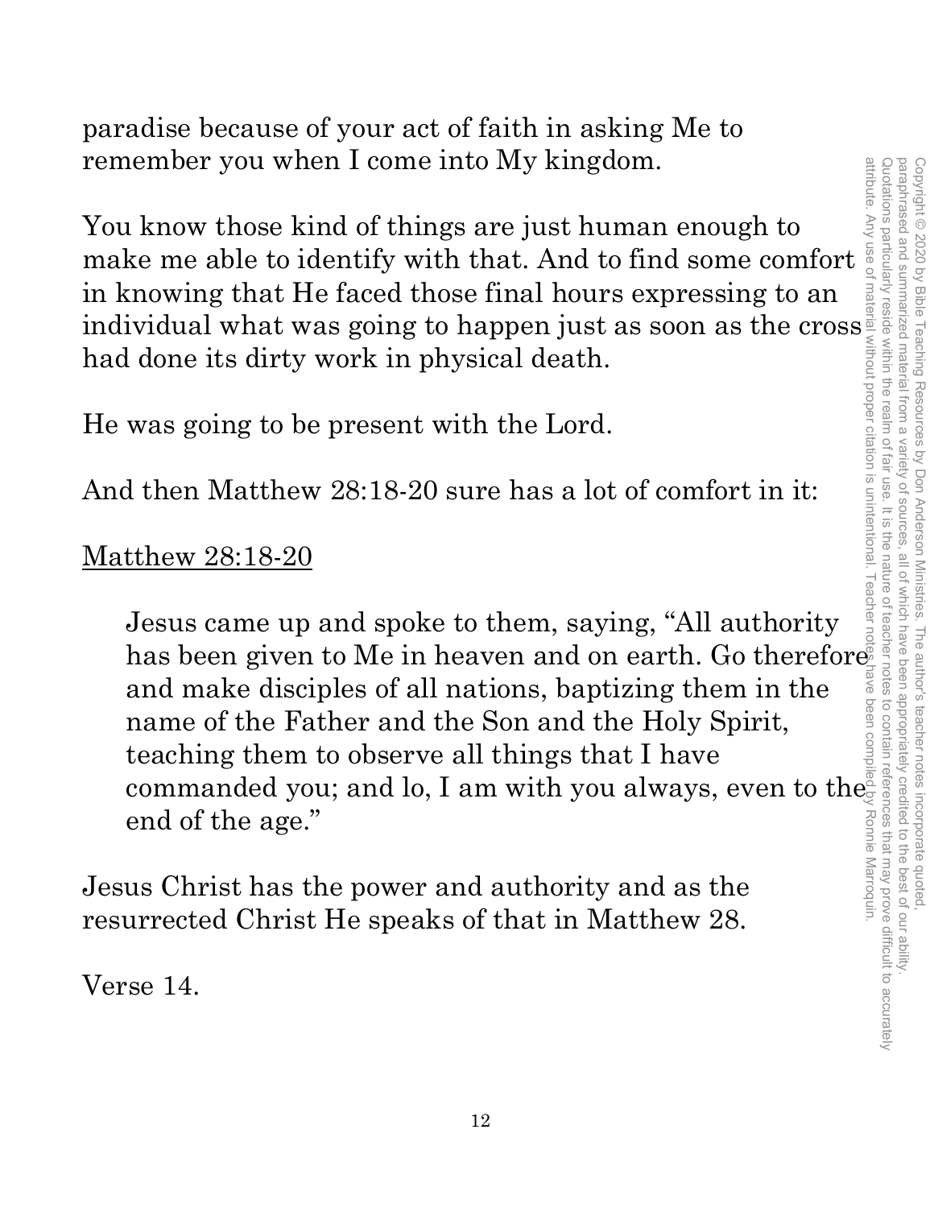paradise because of your act of faith in asking Me to remember you when I come into My kingdom.

You know those kind of things are just human enough to make me able to identify with that. And to find some comfort in knowing that He faced those final hours expressing to an individual what was going to happen just as soon as the cross had done its dirty work in physical death.

He was going to be present with the Lord.

And then Matthew 28:18-20 sure has a lot of comfort in it:

Matthew 28:18-20

> Jesus came up and spoke to them, saying, "All authority has been given to Me in heaven and on earth. Go therefore and make disciples of all nations, baptizing them in the name of the Father and the Son and the Holy Spirit, teaching them to observe all things that I have commanded you; and lo, I am with you always, even to the end of the age."

Jesus Christ has the power and authority and as the resurrected Christ He speaks of that in Matthew 28.

Verse 14.

Copyright © 2020 by Bible Teaching Resources by Don Anderson Ministries. The author's teacher notes incorporate quoted, paraphrased and summarized material from a variety of sources, all of which have been appropriately credited to the best of our ability. Quotations particularly reside within the realm of fair use. It is the nature of teacher notes to contain references that may prove difficult to accurately attribute. Any use of material without proper citation is unintentional. Teacher notes have been compiled by Ronnie Marroquin.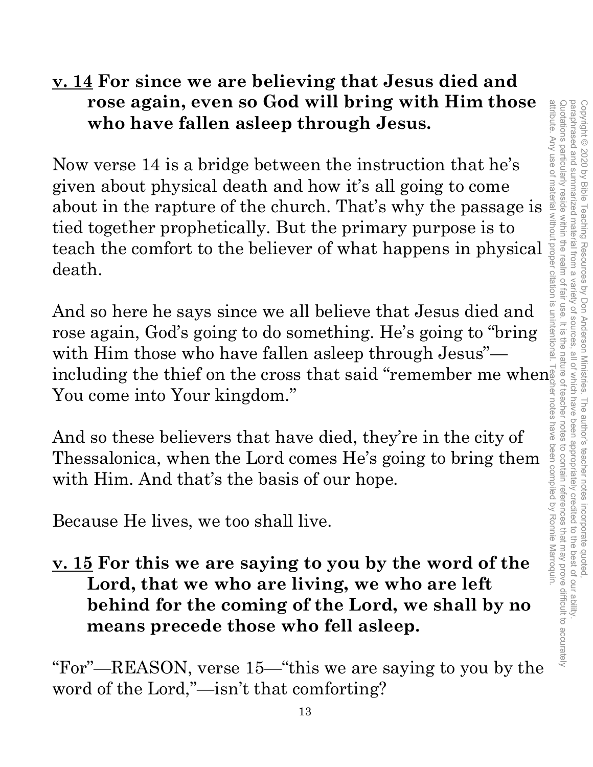**<u>v. 14</u> For since we are believing that Jesus died and rose again, even so God will bring with Him those who have fallen asleep through Jesus.**

Now verse 14 is a bridge between the instruction that he's given about physical death and how it's all going to come about in the rapture of the church. That's why the passage is tied together prophetically. But the primary purpose is to teach the comfort to the believer of what happens in physical death.

And so here he says since we all believe that Jesus died and rose again, God's going to do something. He's going to "bring with Him those who have fallen asleep through Jesus"—including the thief on the cross that said "remember me when You come into Your kingdom."

And so these believers that have died, they're in the city of Thessalonica, when the Lord comes He's going to bring them with Him. And that's the basis of our hope.

Because He lives, we too shall live.

**<u>v. 15</u> For this we are saying to you by the word of the Lord, that we who are living, we who are left behind for the coming of the Lord, we shall by no means precede those who fell asleep.**

"For"—REASON, verse 15—"this we are saying to you by the word of the Lord,"—isn't that comforting?

Copyright © 2020 by Bible Teaching Resources by Don Anderson Ministries. The author's teacher notes incorporate quoted, paraphrased and summarized material from a variety of sources, all of which have been appropriately credited to the best of our ability. Quotations particularly reside within the realm of fair use. It is the nature of teacher notes to contain references that may prove difficult to accurately attribute. Any use of material without proper citation is unintentional. Teacher notes have been compiled by Ronnie Marroquin.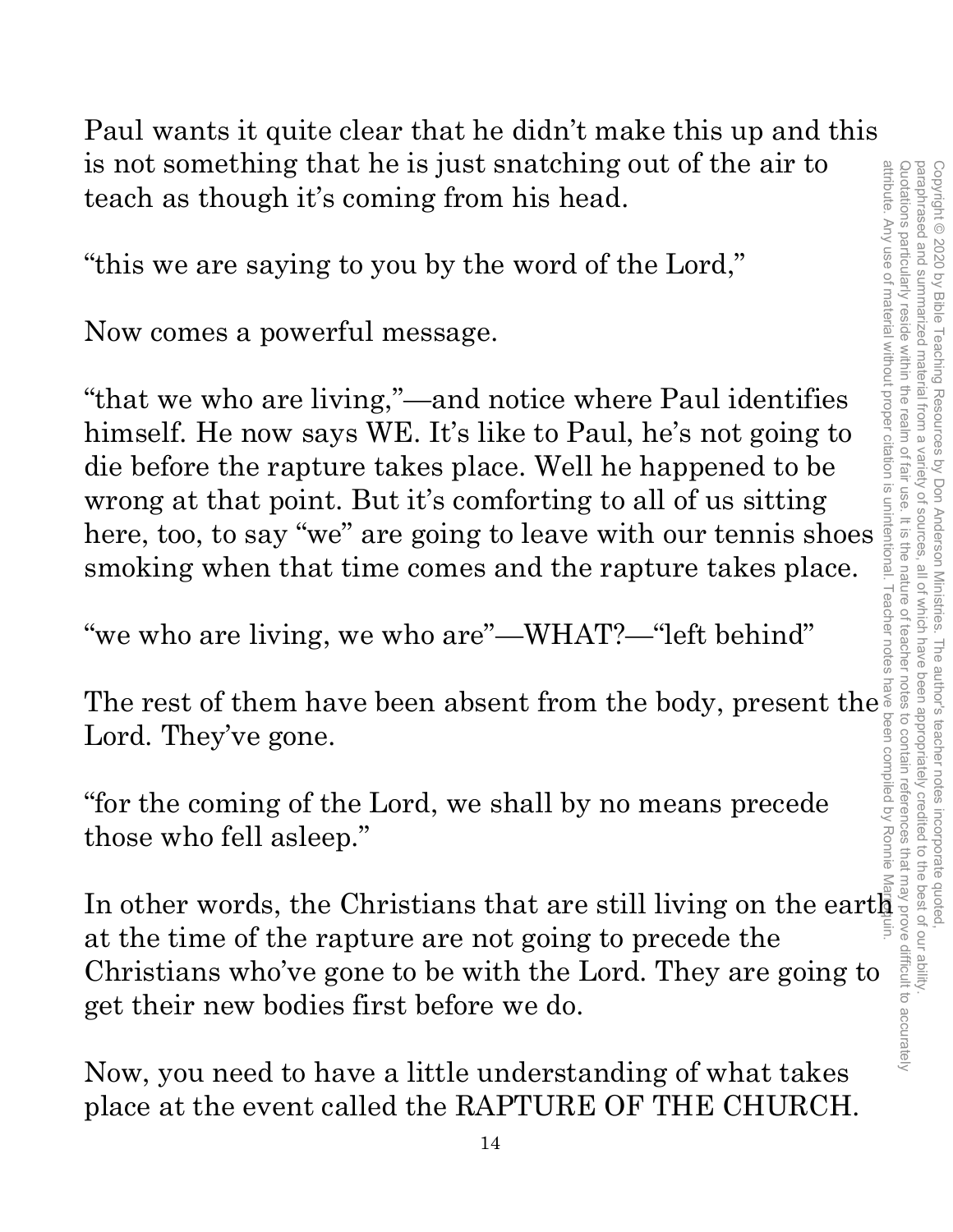Paul wants it quite clear that he didn't make this up and this is not something that he is just snatching out of the air to teach as though it's coming from his head.

"this we are saying to you by the word of the Lord,"

Now comes a powerful message.

"that we who are living,"—and notice where Paul identifies himself. He now says WE. It's like to Paul, he's not going to die before the rapture takes place. Well he happened to be wrong at that point. But it's comforting to all of us sitting here, too, to say "we" are going to leave with our tennis shoes smoking when that time comes and the rapture takes place.

"we who are living, we who are"—WHAT?—"left behind"

The rest of them have been absent from the body, present the Lord. They've gone.

"for the coming of the Lord, we shall by no means precede those who fell asleep."

In other words, the Christians that are still living on the earth at the time of the rapture are not going to precede the Christians who've gone to be with the Lord. They are going to get their new bodies first before we do.

Now, you need to have a little understanding of what takes place at the event called the RAPTURE OF THE CHURCH.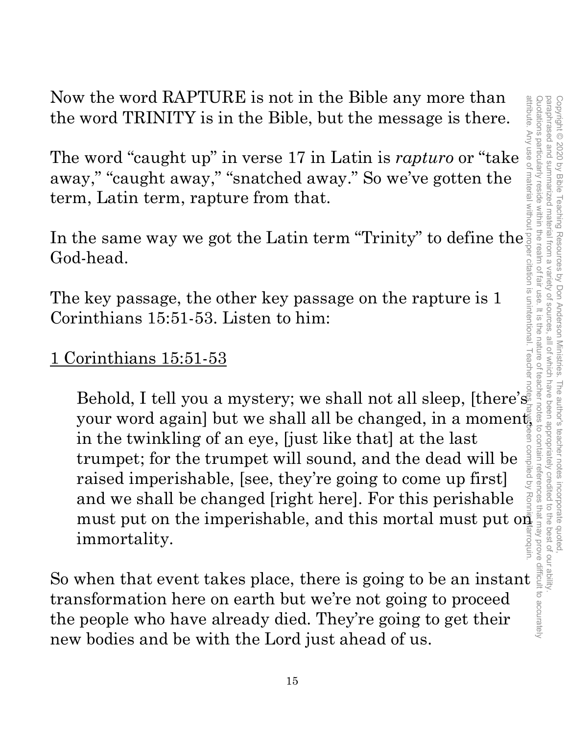Now the word RAPTURE is not in the Bible any more than the word TRINITY is in the Bible, but the message is there.

The word "caught up" in verse 17 in Latin is *rapturo* or "take away," "caught away," "snatched away." So we've gotten the term, Latin term, rapture from that.

In the same way we got the Latin term "Trinity" to define the God-head.

The key passage, the other key passage on the rapture is 1 Corinthians 15:51-53. Listen to him:

<u>1 Corinthians 15:51-53</u>

> Behold, I tell you a mystery; we shall not all sleep, [there's your word again] but we shall all be changed, in a moment, in the twinkling of an eye, [just like that] at the last trumpet; for the trumpet will sound, and the dead will be raised imperishable, [see, they're going to come up first] and we shall be changed [right here]. For this perishable must put on the imperishable, and this mortal must put on immortality.

So when that event takes place, there is going to be an instant transformation here on earth but we're not going to proceed the people who have already died. They're going to get their new bodies and be with the Lord just ahead of us.

Copyright © 2020 by Bible Teaching Resources by Don Anderson Ministries. The author's teacher notes incorporate quoted, paraphrased and summarized material from a variety of sources, all of which have been appropriately credited to the best of our ability. Quotations particularly reside within the realm of fair use. It is the nature of teacher notes to contain references that may prove difficult to accurately attribute. Any use of material without proper citation is unintentional. Teacher notes have been compiled by Ronnie Marroquin.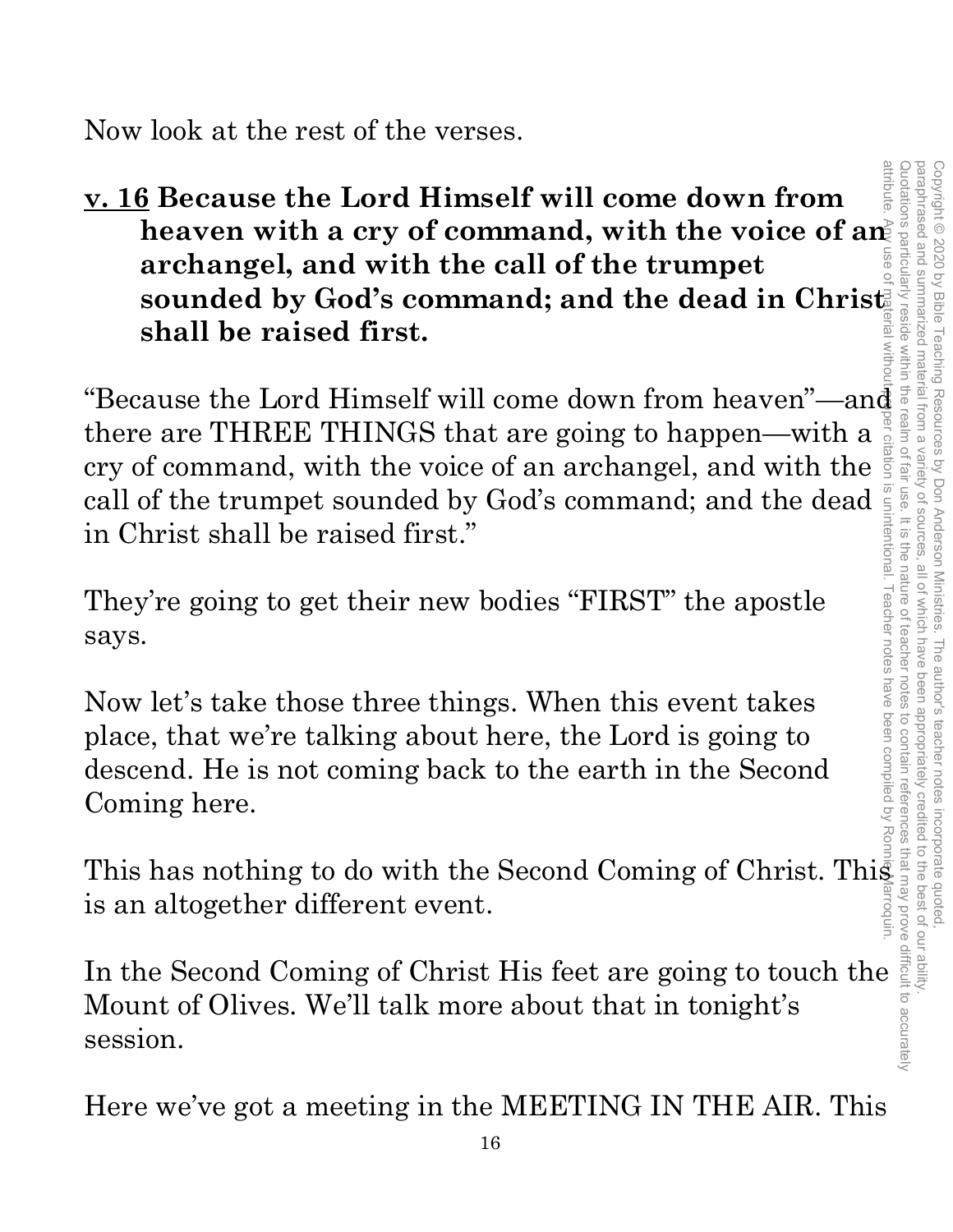Now look at the rest of the verses.

**<u>v. 16</u> Because the Lord Himself will come down from heaven with a cry of command, with the voice of an archangel, and with the call of the trumpet sounded by God's command; and the dead in Christ shall be raised first.**

"Because the Lord Himself will come down from heaven"—and there are THREE THINGS that are going to happen—with a cry of command, with the voice of an archangel, and with the call of the trumpet sounded by God's command; and the dead in Christ shall be raised first."

They're going to get their new bodies "FIRST" the apostle says.

Now let's take those three things. When this event takes place, that we're talking about here, the Lord is going to descend. He is not coming back to the earth in the Second Coming here.

This has nothing to do with the Second Coming of Christ. This is an altogether different event.

In the Second Coming of Christ His feet are going to touch the Mount of Olives. We'll talk more about that in tonight's session.

Here we've got a meeting in the MEETING IN THE AIR. This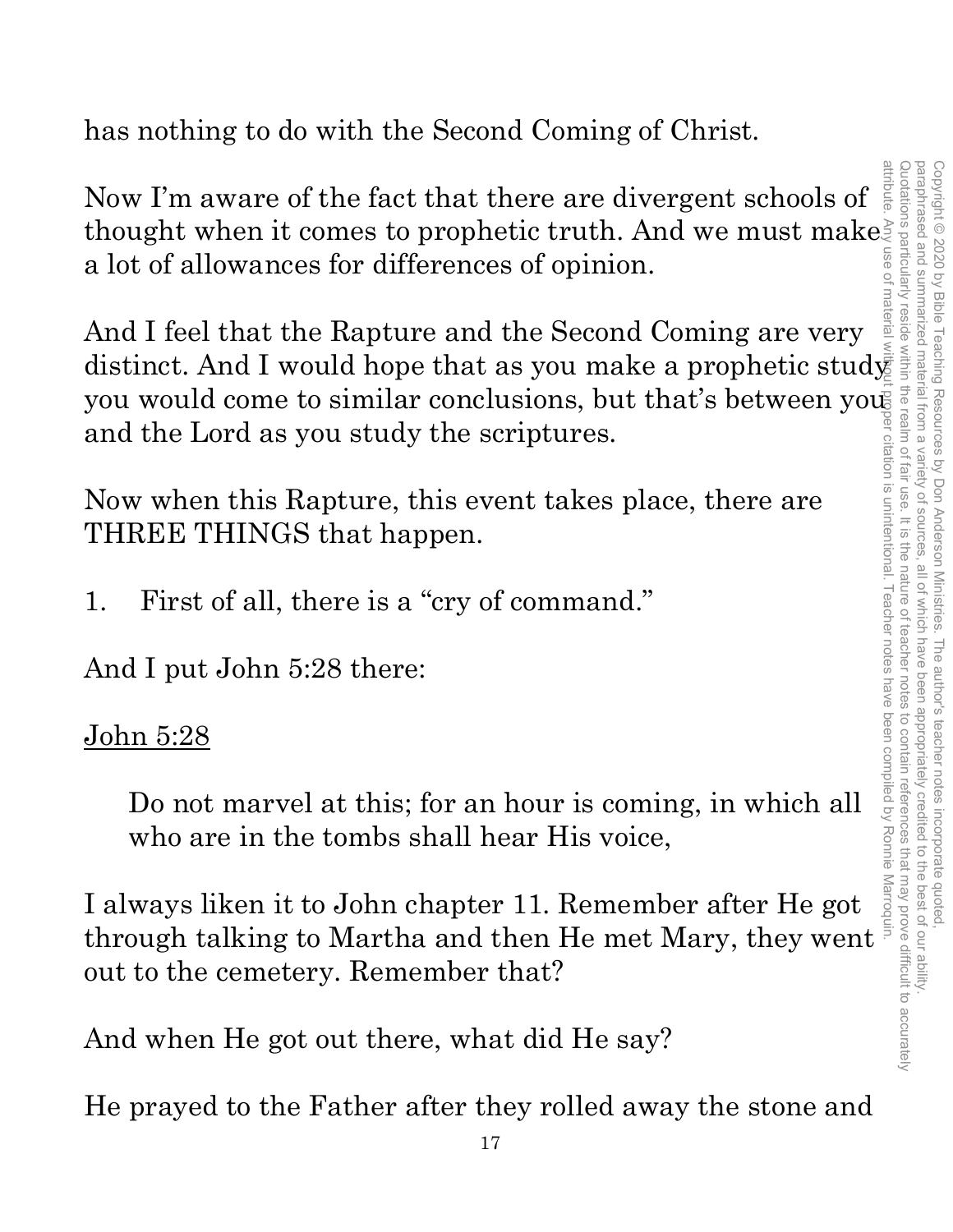has nothing to do with the Second Coming of Christ.

Now I'm aware of the fact that there are divergent schools of thought when it comes to prophetic truth. And we must make a lot of allowances for differences of opinion.

And I feel that the Rapture and the Second Coming are very distinct. And I would hope that as you make a prophetic study you would come to similar conclusions, but that's between you and the Lord as you study the scriptures.

Now when this Rapture, this event takes place, there are THREE THINGS that happen.

1. First of all, there is a "cry of command."

And I put John 5:28 there:

<u>John 5:28</u>

> Do not marvel at this; for an hour is coming, in which all who are in the tombs shall hear His voice,

I always liken it to John chapter 11. Remember after He got through talking to Martha and then He met Mary, they went out to the cemetery. Remember that?

And when He got out there, what did He say?

He prayed to the Father after they rolled away the stone and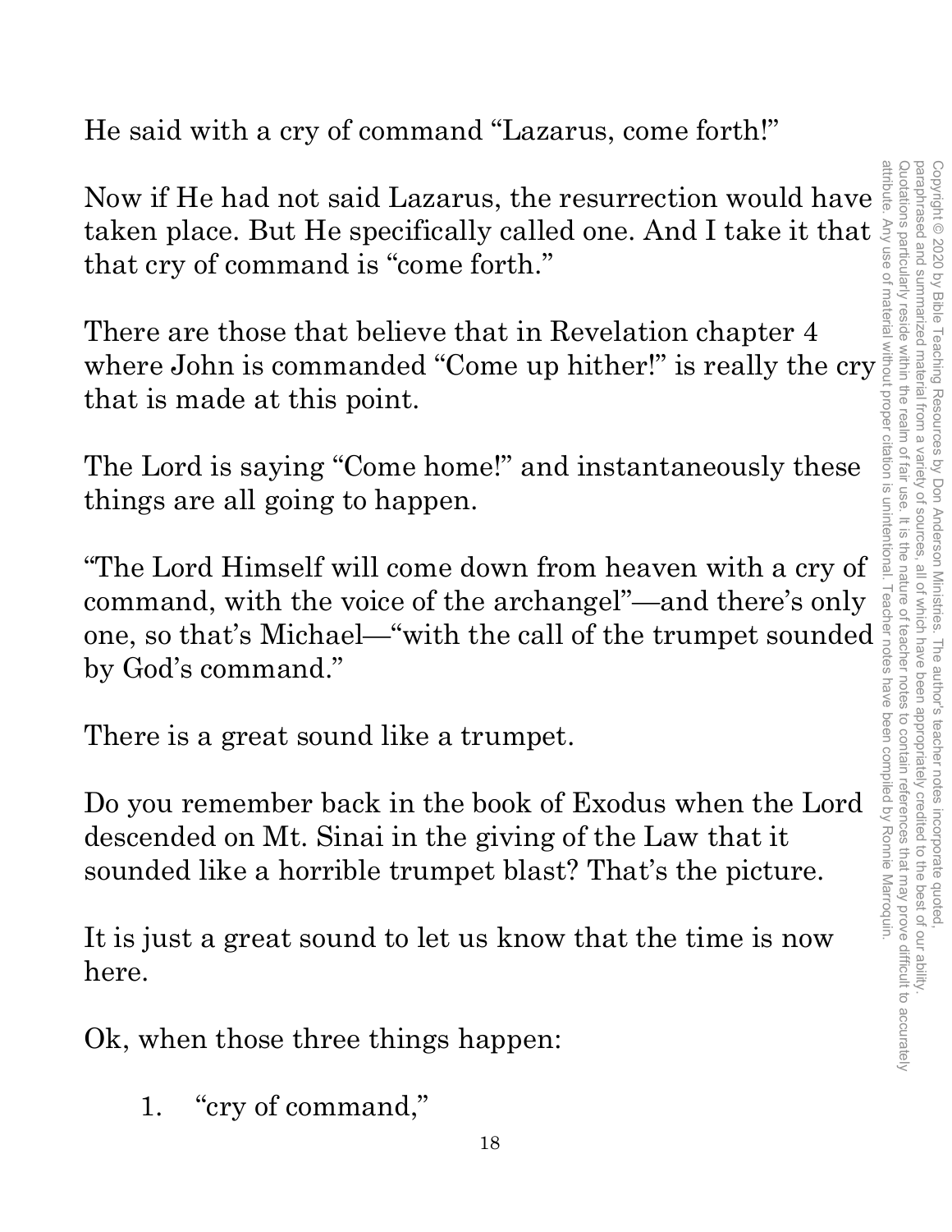He said with a cry of command "Lazarus, come forth!"

Now if He had not said Lazarus, the resurrection would have taken place. But He specifically called one. And I take it that that cry of command is "come forth."

There are those that believe that in Revelation chapter 4 where John is commanded "Come up hither!" is really the cry that is made at this point.

The Lord is saying "Come home!" and instantaneously these things are all going to happen.

"The Lord Himself will come down from heaven with a cry of command, with the voice of the archangel"—and there's only one, so that's Michael—"with the call of the trumpet sounded by God's command."

There is a great sound like a trumpet.

Do you remember back in the book of Exodus when the Lord descended on Mt. Sinai in the giving of the Law that it sounded like a horrible trumpet blast? That's the picture.

It is just a great sound to let us know that the time is now here.

Ok, when those three things happen:

1. "cry of command,"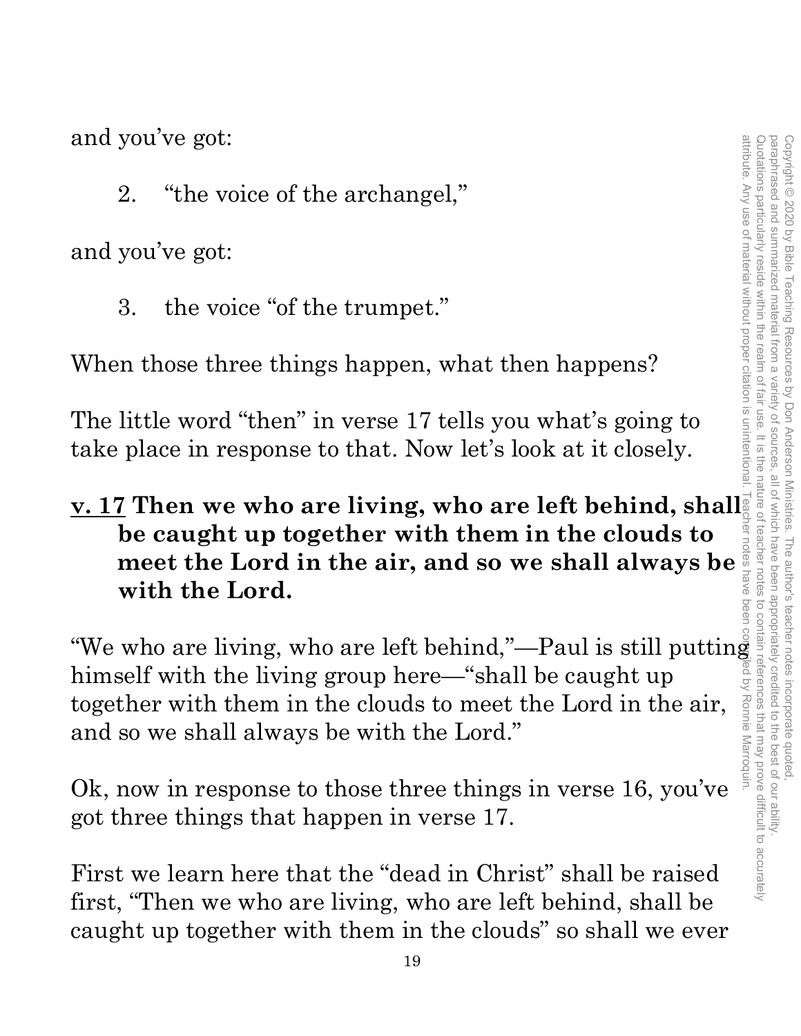and you've got:

2. "the voice of the archangel,"

and you've got:

3. the voice "of the trumpet."

When those three things happen, what then happens?

The little word "then" in verse 17 tells you what's going to take place in response to that. Now let's look at it closely.

**<u>v. 17</u> Then we who are living, who are left behind, shall be caught up together with them in the clouds to meet the Lord in the air, and so we shall always be with the Lord.**

"We who are living, who are left behind,"—Paul is still putting himself with the living group here—"shall be caught up together with them in the clouds to meet the Lord in the air, and so we shall always be with the Lord."

Ok, now in response to those three things in verse 16, you've got three things that happen in verse 17.

First we learn here that the "dead in Christ" shall be raised first, "Then we who are living, who are left behind, shall be caught up together with them in the clouds" so shall we ever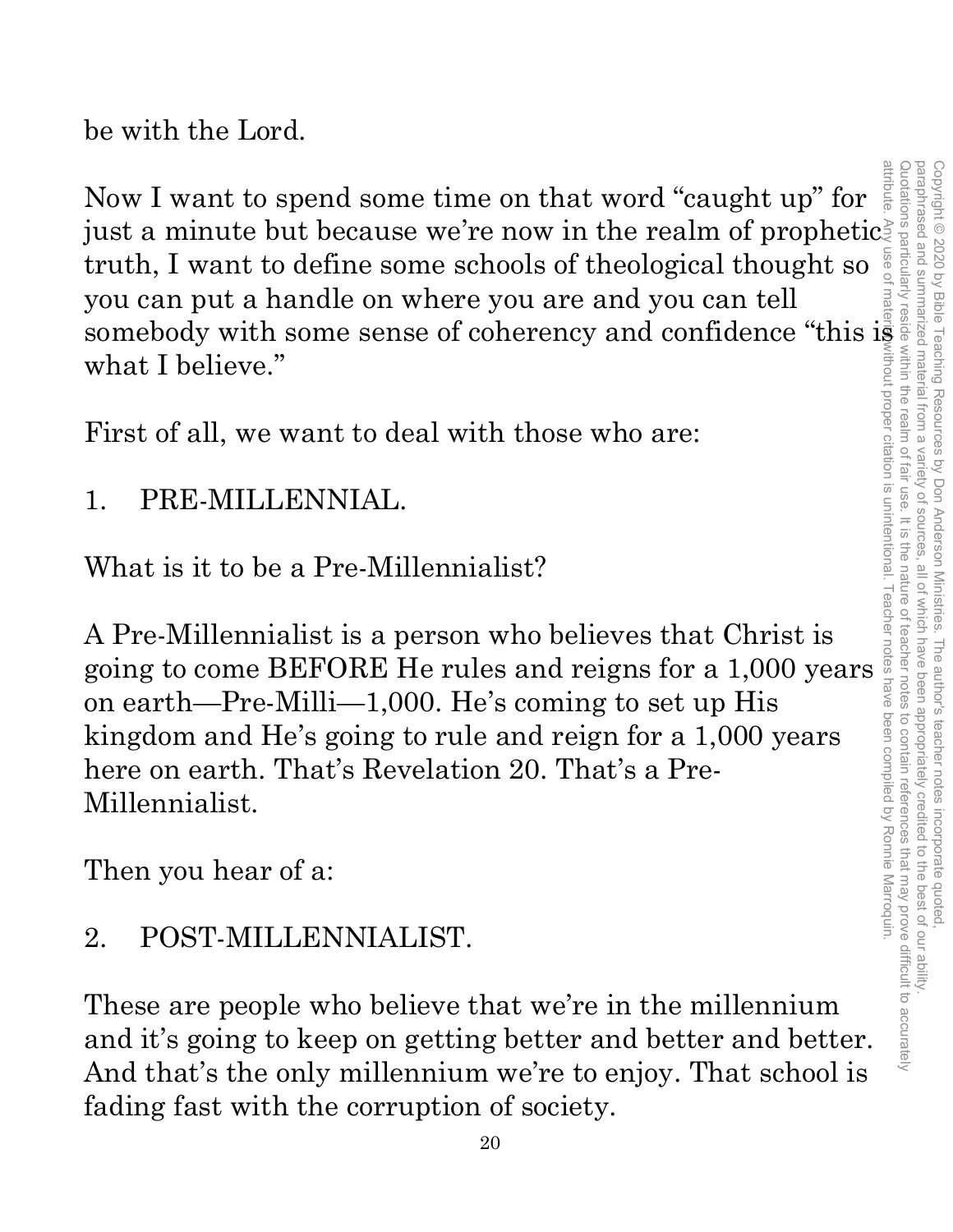be with the Lord.

Now I want to spend some time on that word "caught up" for just a minute but because we're now in the realm of prophetic truth, I want to define some schools of theological thought so you can put a handle on where you are and you can tell somebody with some sense of coherency and confidence "this is what I believe."

First of all, we want to deal with those who are:

1. PRE-MILLENNIAL.

What is it to be a Pre-Millennialist?

A Pre-Millennialist is a person who believes that Christ is going to come BEFORE He rules and reigns for a 1,000 years on earth—Pre-Milli—1,000. He's coming to set up His kingdom and He's going to rule and reign for a 1,000 years here on earth. That's Revelation 20. That's a Pre-Millennialist.

Then you hear of a:

2. POST-MILLENNIALIST.

These are people who believe that we're in the millennium and it's going to keep on getting better and better and better. And that's the only millennium we're to enjoy. That school is fading fast with the corruption of society.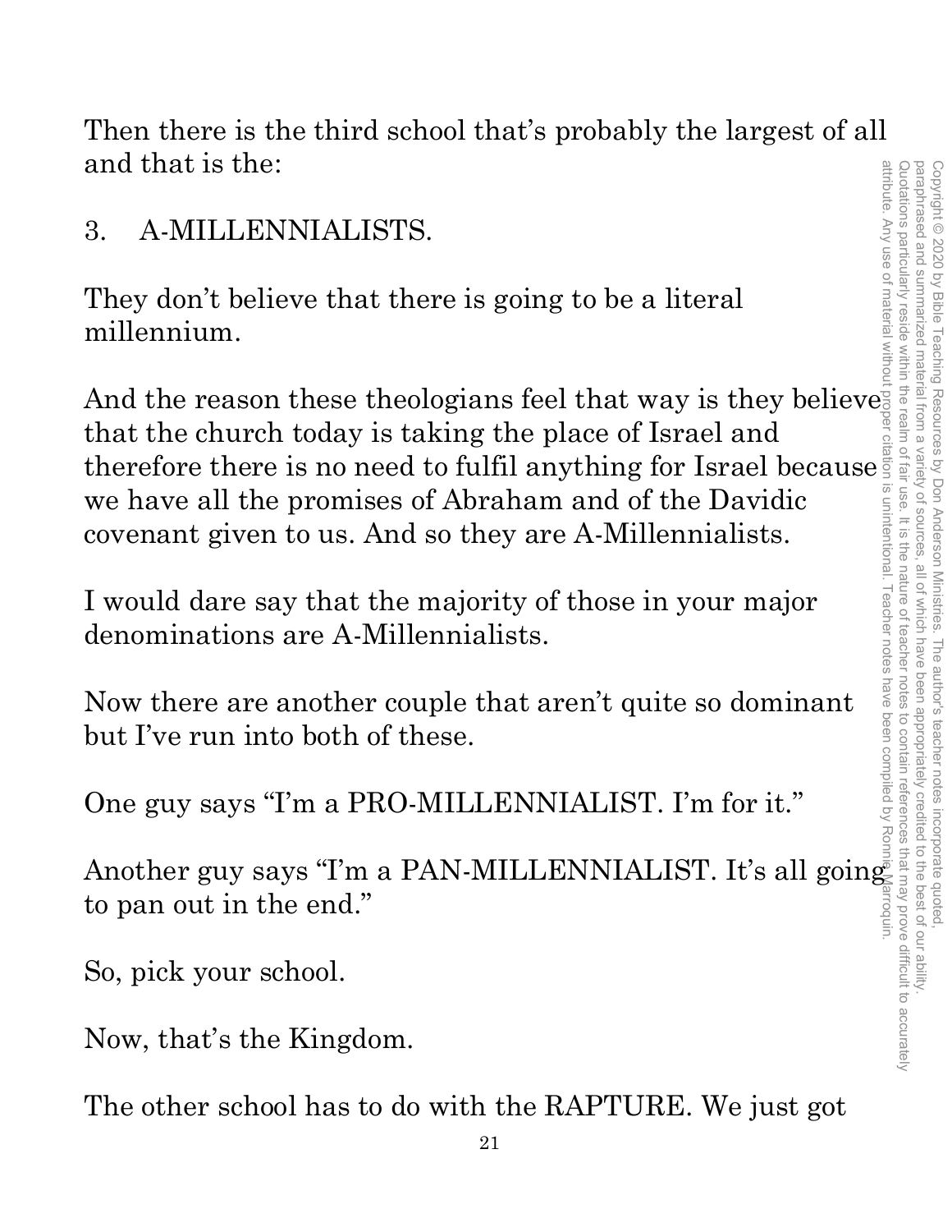Then there is the third school that's probably the largest of all and that is the:

3. A-MILLENNIALISTS.

They don't believe that there is going to be a literal millennium.

And the reason these theologians feel that way is they believe that the church today is taking the place of Israel and therefore there is no need to fulfil anything for Israel because we have all the promises of Abraham and of the Davidic covenant given to us. And so they are A-Millennialists.

I would dare say that the majority of those in your major denominations are A-Millennialists.

Now there are another couple that aren't quite so dominant but I've run into both of these.

One guy says "I'm a PRO-MILLENNIALIST. I'm for it."

Another guy says "I'm a PAN-MILLENNIALIST. It's all going to pan out in the end."

So, pick your school.

Now, that's the Kingdom.

The other school has to do with the RAPTURE. We just got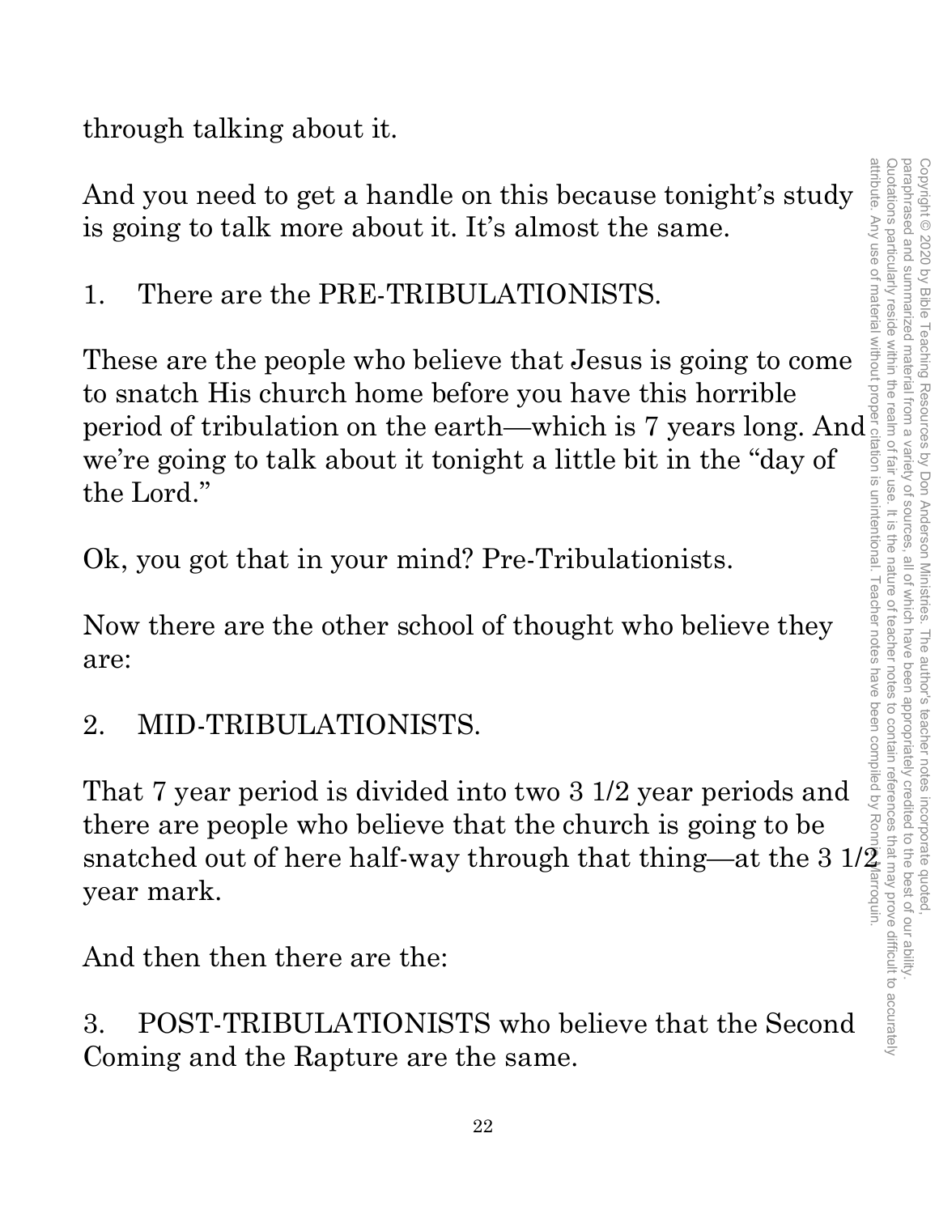through talking about it.

And you need to get a handle on this because tonight's study is going to talk more about it. It's almost the same.

1. There are the PRE-TRIBULATIONISTS.

These are the people who believe that Jesus is going to come to snatch His church home before you have this horrible period of tribulation on the earth—which is 7 years long. And we're going to talk about it tonight a little bit in the "day of the Lord."

Ok, you got that in your mind? Pre-Tribulationists.

Now there are the other school of thought who believe they are:

2. MID-TRIBULATIONISTS.

That 7 year period is divided into two 3 1/2 year periods and there are people who believe that the church is going to be snatched out of here half-way through that thing—at the 3 1/2 year mark.

And then then there are the:

3. POST-TRIBULATIONISTS who believe that the Second Coming and the Rapture are the same.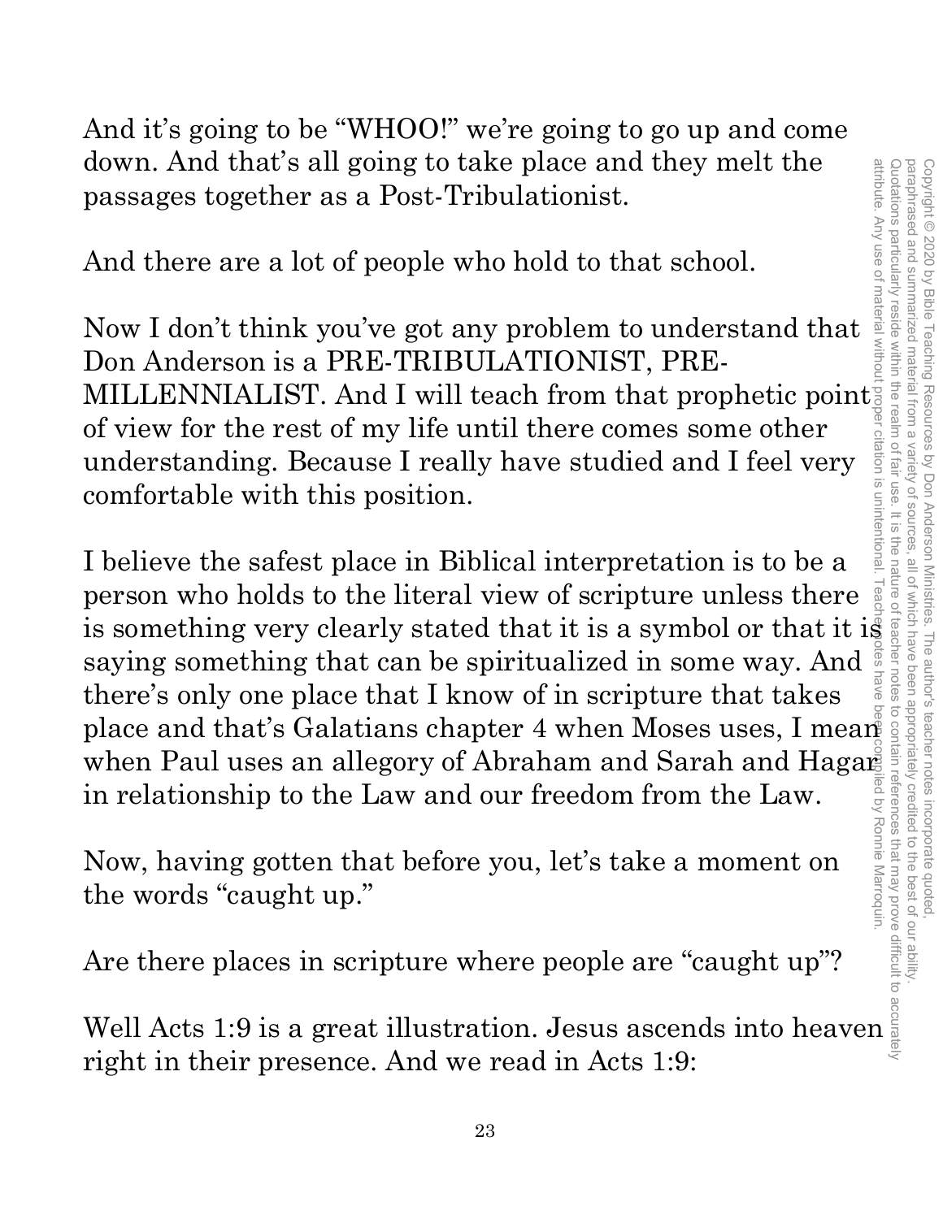And it's going to be "WHOO!" we're going to go up and come down. And that's all going to take place and they melt the passages together as a Post-Tribulationist.

And there are a lot of people who hold to that school.

Now I don't think you've got any problem to understand that Don Anderson is a PRE-TRIBULATIONIST, PRE-MILLENNIALIST. And I will teach from that prophetic point of view for the rest of my life until there comes some other understanding. Because I really have studied and I feel very comfortable with this position.

I believe the safest place in Biblical interpretation is to be a person who holds to the literal view of scripture unless there is something very clearly stated that it is a symbol or that it is saying something that can be spiritualized in some way. And there's only one place that I know of in scripture that takes place and that's Galatians chapter 4 when Moses uses, I mean when Paul uses an allegory of Abraham and Sarah and Hagar in relationship to the Law and our freedom from the Law.

Now, having gotten that before you, let's take a moment on the words "caught up."

Are there places in scripture where people are "caught up"?

Well Acts 1:9 is a great illustration. Jesus ascends into heaven right in their presence. And we read in Acts 1:9: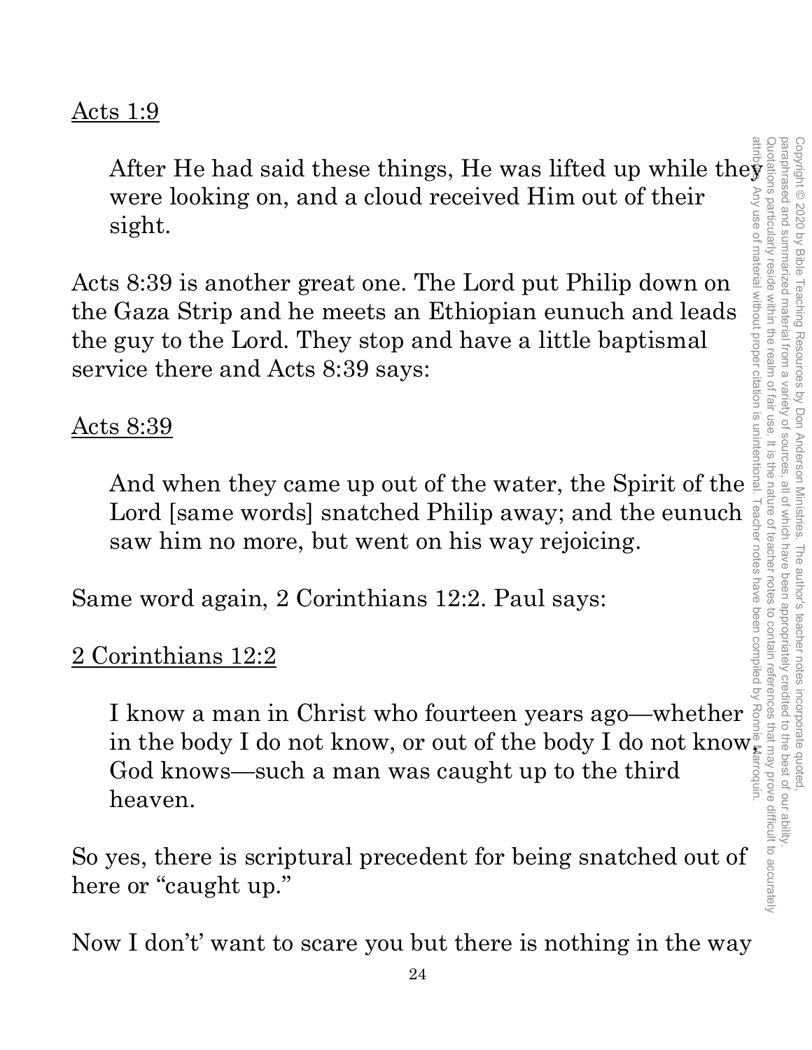<u>Acts 1:9</u>

> After He had said these things, He was lifted up while they were looking on, and a cloud received Him out of their sight.

Acts 8:39 is another great one. The Lord put Philip down on the Gaza Strip and he meets an Ethiopian eunuch and leads the guy to the Lord. They stop and have a little baptismal service there and Acts 8:39 says:

<u>Acts 8:39</u>

> And when they came up out of the water, the Spirit of the Lord [same words] snatched Philip away; and the eunuch saw him no more, but went on his way rejoicing.

Same word again, 2 Corinthians 12:2. Paul says:

<u>2 Corinthians 12:2</u>

> I know a man in Christ who fourteen years ago—whether in the body I do not know, or out of the body I do not know, God knows—such a man was caught up to the third heaven.

So yes, there is scriptural precedent for being snatched out of here or "caught up."

Now I don't' want to scare you but there is nothing in the way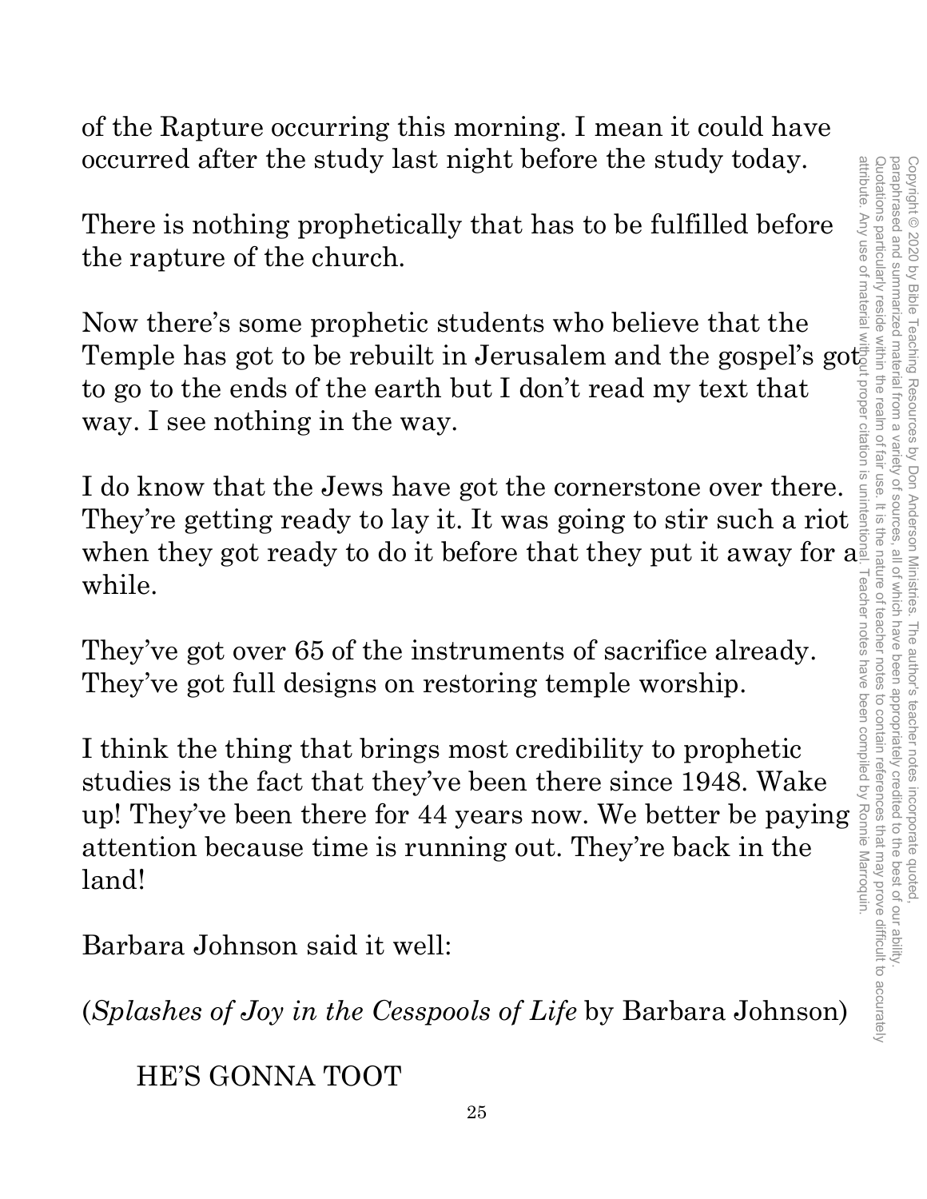of the Rapture occurring this morning. I mean it could have occurred after the study last night before the study today.

There is nothing prophetically that has to be fulfilled before the rapture of the church.

Now there's some prophetic students who believe that the Temple has got to be rebuilt in Jerusalem and the gospel's got to go to the ends of the earth but I don't read my text that way. I see nothing in the way.

I do know that the Jews have got the cornerstone over there. They're getting ready to lay it. It was going to stir such a riot when they got ready to do it before that they put it away for a while.

They've got over 65 of the instruments of sacrifice already. They've got full designs on restoring temple worship.

I think the thing that brings most credibility to prophetic studies is the fact that they've been there since 1948. Wake up! They've been there for 44 years now. We better be paying attention because time is running out. They're back in the land!

Barbara Johnson said it well:

(*Splashes of Joy in the Cesspools of Life* by Barbara Johnson)

HE'S GONNA TOOT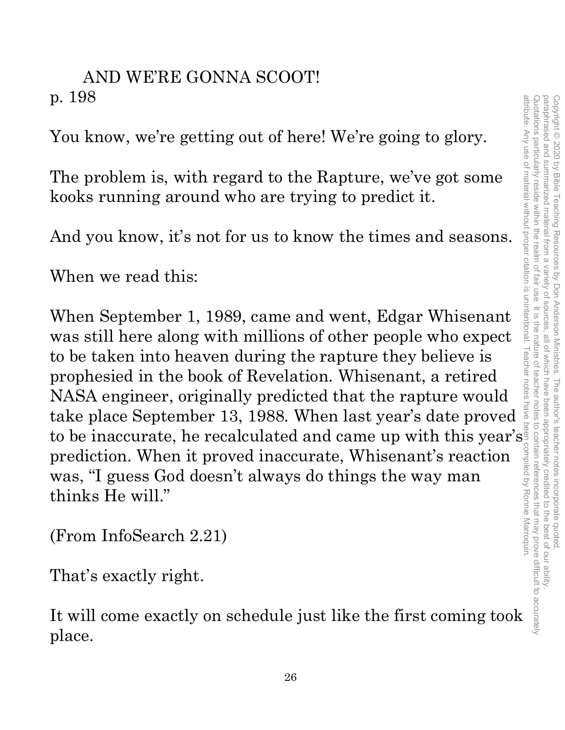AND WE'RE GONNA SCOOT!
p. 198

You know, we're getting out of here! We're going to glory.

The problem is, with regard to the Rapture, we've got some kooks running around who are trying to predict it.

And you know, it's not for us to know the times and seasons.

When we read this:

When September 1, 1989, came and went, Edgar Whisenant was still here along with millions of other people who expect to be taken into heaven during the rapture they believe is prophesied in the book of Revelation. Whisenant, a retired NASA engineer, originally predicted that the rapture would take place September 13, 1988. When last year's date proved to be inaccurate, he recalculated and came up with this year's prediction. When it proved inaccurate, Whisenant's reaction was, "I guess God doesn't always do things the way man thinks He will."

(From InfoSearch 2.21)

That's exactly right.

It will come exactly on schedule just like the first coming took place.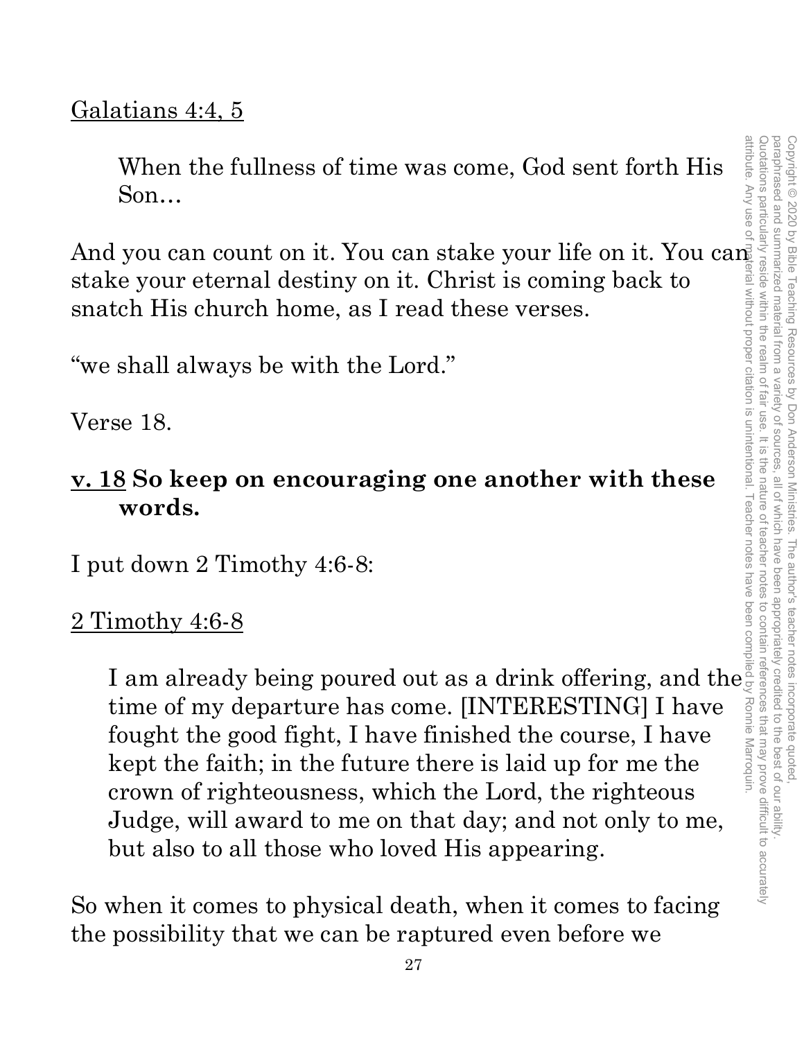<u>Galatians 4:4, 5</u>

> When the fullness of time was come, God sent forth His Son…

And you can count on it. You can stake your life on it. You can stake your eternal destiny on it. Christ is coming back to snatch His church home, as I read these verses.

"we shall always be with the Lord."

Verse 18.

**<u>v. 18</u> So keep on encouraging one another with these words.**

I put down 2 Timothy 4:6-8:

<u>2 Timothy 4:6-8</u>

> I am already being poured out as a drink offering, and the time of my departure has come. [INTERESTING] I have fought the good fight, I have finished the course, I have kept the faith; in the future there is laid up for me the crown of righteousness, which the Lord, the righteous Judge, will award to me on that day; and not only to me, but also to all those who loved His appearing.

So when it comes to physical death, when it comes to facing the possibility that we can be raptured even before we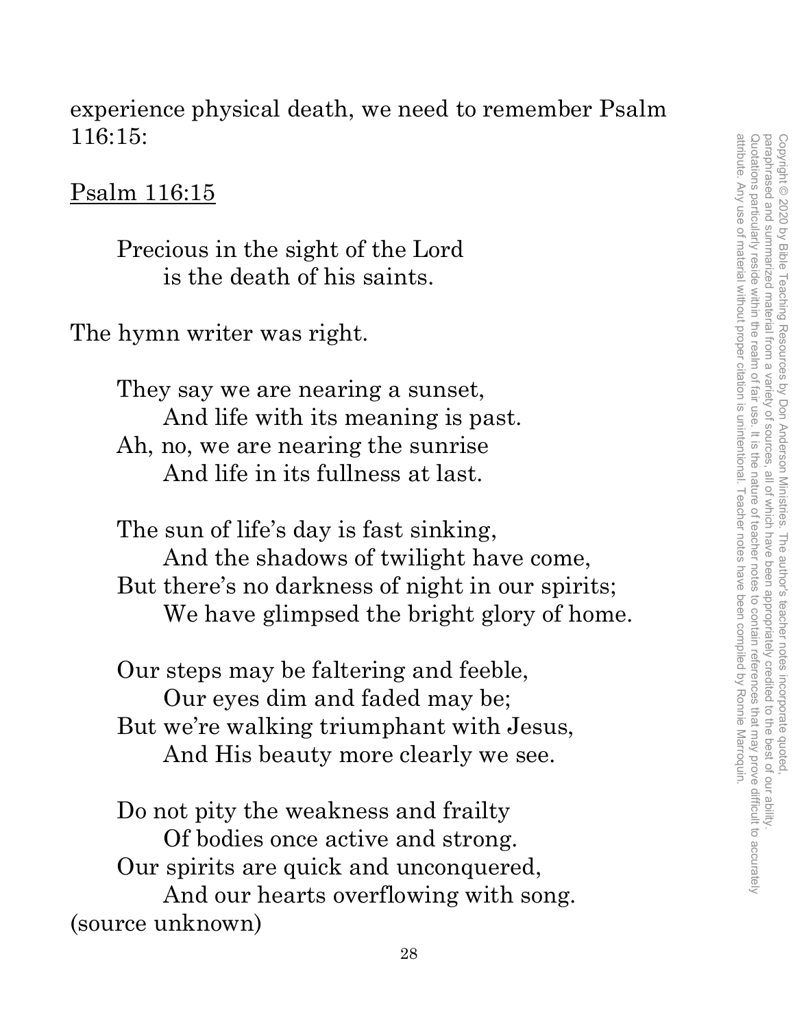experience physical death, we need to remember Psalm 116:15:

Psalm 116:15

> Precious in the sight of the Lord
> is the death of his saints.

The hymn writer was right.

> They say we are nearing a sunset,
> And life with its meaning is past.
> Ah, no, we are nearing the sunrise
> And life in its fullness at last.
>
> The sun of life's day is fast sinking,
> And the shadows of twilight have come,
> But there's no darkness of night in our spirits;
> We have glimpsed the bright glory of home.
>
> Our steps may be faltering and feeble,
> Our eyes dim and faded may be;
> But we're walking triumphant with Jesus,
> And His beauty more clearly we see.
>
> Do not pity the weakness and frailty
> Of bodies once active and strong.
> Our spirits are quick and unconquered,
> And our hearts overflowing with song.

(source unknown)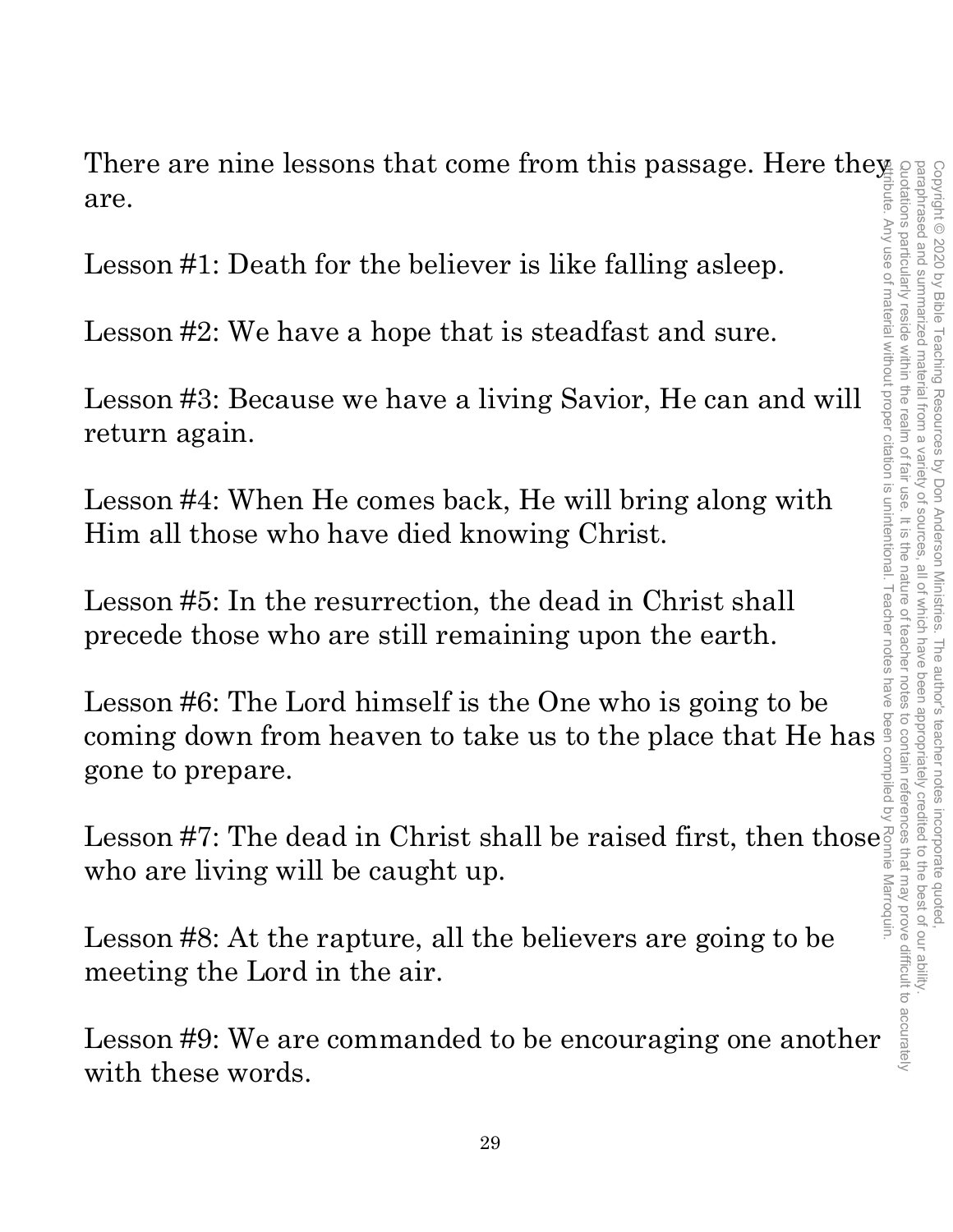There are nine lessons that come from this passage. Here they are.

Lesson #1: Death for the believer is like falling asleep.

Lesson #2: We have a hope that is steadfast and sure.

Lesson #3: Because we have a living Savior, He can and will return again.

Lesson #4: When He comes back, He will bring along with Him all those who have died knowing Christ.

Lesson #5: In the resurrection, the dead in Christ shall precede those who are still remaining upon the earth.

Lesson #6: The Lord himself is the One who is going to be coming down from heaven to take us to the place that He has gone to prepare.

Lesson #7: The dead in Christ shall be raised first, then those who are living will be caught up.

Lesson #8: At the rapture, all the believers are going to be meeting the Lord in the air.

Lesson #9: We are commanded to be encouraging one another with these words.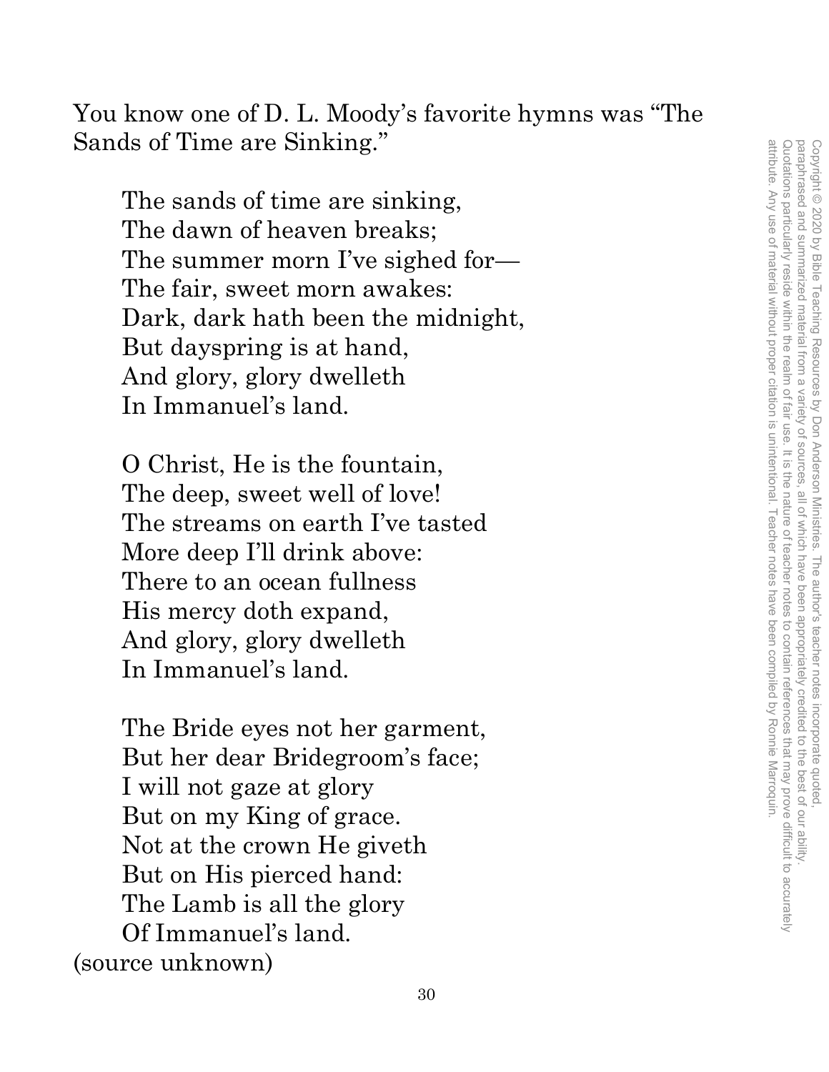You know one of D. L. Moody's favorite hymns was "The Sands of Time are Sinking."

The sands of time are sinking,
The dawn of heaven breaks;
The summer morn I've sighed for—
The fair, sweet morn awakes:
Dark, dark hath been the midnight,
But dayspring is at hand,
And glory, glory dwelleth
In Immanuel's land.

O Christ, He is the fountain,
The deep, sweet well of love!
The streams on earth I've tasted
More deep I'll drink above:
There to an ocean fullness
His mercy doth expand,
And glory, glory dwelleth
In Immanuel's land.

The Bride eyes not her garment,
But her dear Bridegroom's face;
I will not gaze at glory
But on my King of grace.
Not at the crown He giveth
But on His pierced hand:
The Lamb is all the glory
Of Immanuel's land.

(source unknown)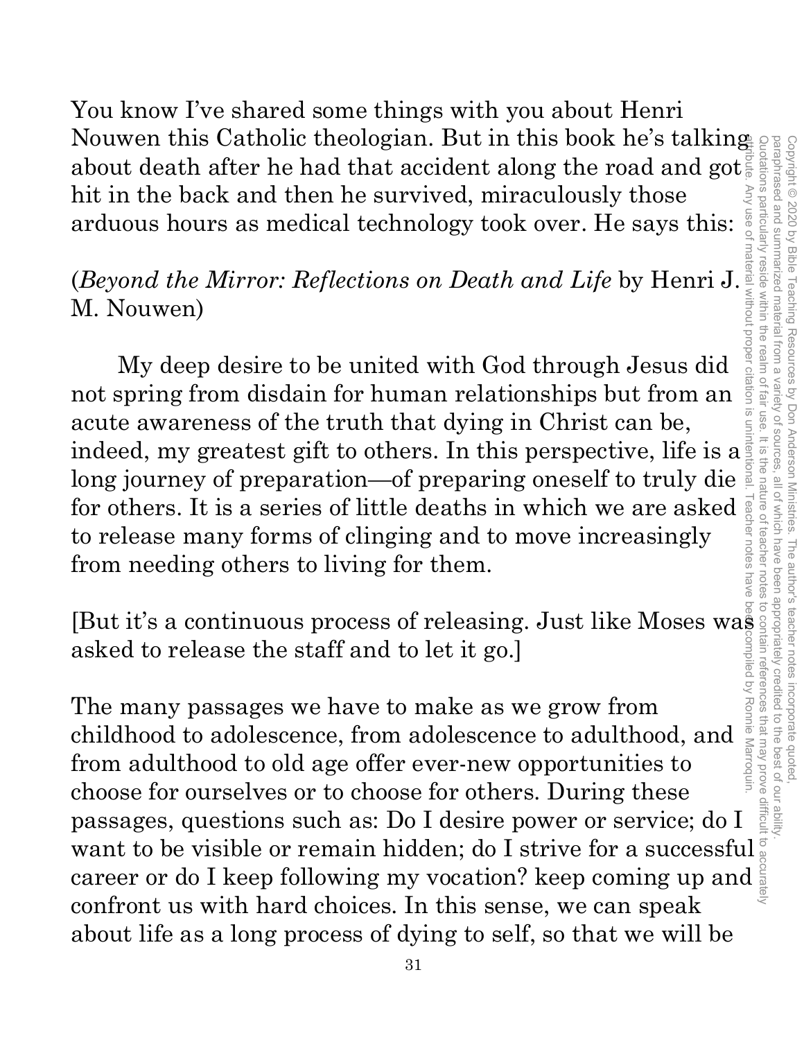You know I've shared some things with you about Henri Nouwen this Catholic theologian. But in this book he's talking about death after he had that accident along the road and got hit in the back and then he survived, miraculously those arduous hours as medical technology took over. He says this:

(*Beyond the Mirror: Reflections on Death and Life* by Henri J. M. Nouwen)

My deep desire to be united with God through Jesus did not spring from disdain for human relationships but from an acute awareness of the truth that dying in Christ can be, indeed, my greatest gift to others. In this perspective, life is a long journey of preparation—of preparing oneself to truly die for others. It is a series of little deaths in which we are asked to release many forms of clinging and to move increasingly from needing others to living for them.

[But it's a continuous process of releasing. Just like Moses was asked to release the staff and to let it go.]

The many passages we have to make as we grow from childhood to adolescence, from adolescence to adulthood, and from adulthood to old age offer ever-new opportunities to choose for ourselves or to choose for others. During these passages, questions such as: Do I desire power or service; do I want to be visible or remain hidden; do I strive for a successful career or do I keep following my vocation? keep coming up and confront us with hard choices. In this sense, we can speak about life as a long process of dying to self, so that we will be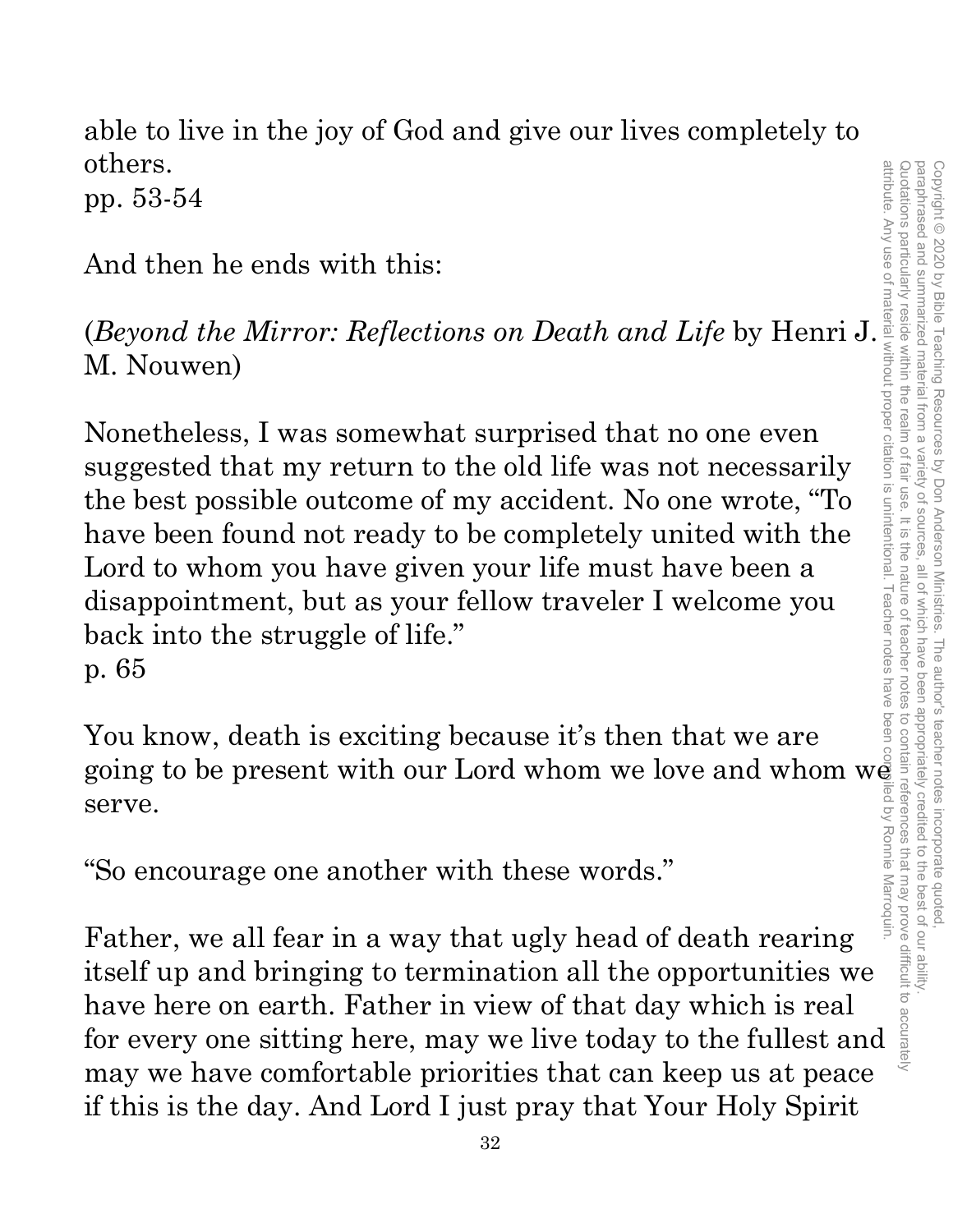able to live in the joy of God and give our lives completely to others.
pp. 53-54

And then he ends with this:

(*Beyond the Mirror: Reflections on Death and Life* by Henri J. M. Nouwen)

Nonetheless, I was somewhat surprised that no one even suggested that my return to the old life was not necessarily the best possible outcome of my accident. No one wrote, "To have been found not ready to be completely united with the Lord to whom you have given your life must have been a disappointment, but as your fellow traveler I welcome you back into the struggle of life."
p. 65

You know, death is exciting because it's then that we are going to be present with our Lord whom we love and whom we serve.

"So encourage one another with these words."

Father, we all fear in a way that ugly head of death rearing itself up and bringing to termination all the opportunities we have here on earth. Father in view of that day which is real for every one sitting here, may we live today to the fullest and may we have comfortable priorities that can keep us at peace if this is the day. And Lord I just pray that Your Holy Spirit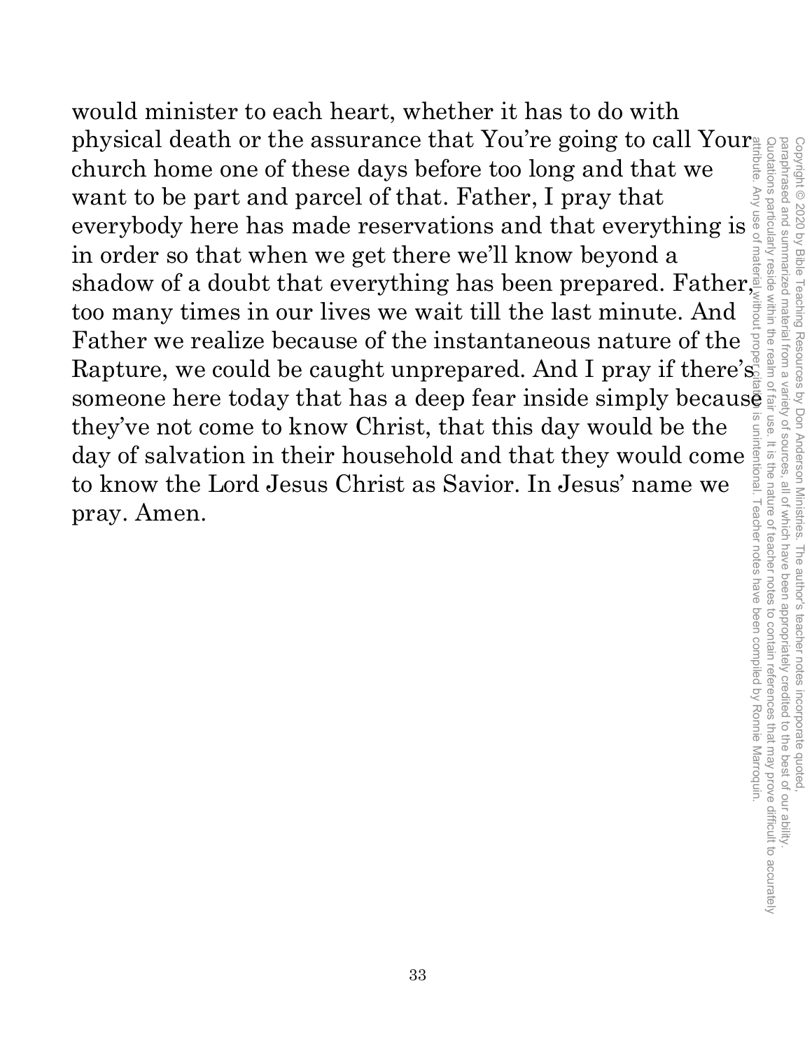would minister to each heart, whether it has to do with physical death or the assurance that You're going to call Your church home one of these days before too long and that we want to be part and parcel of that. Father, I pray that everybody here has made reservations and that everything is in order so that when we get there we'll know beyond a shadow of a doubt that everything has been prepared. Father, too many times in our lives we wait till the last minute. And Father we realize because of the instantaneous nature of the Rapture, we could be caught unprepared. And I pray if there's someone here today that has a deep fear inside simply because they've not come to know Christ, that this day would be the day of salvation in their household and that they would come to know the Lord Jesus Christ as Savior. In Jesus' name we pray. Amen.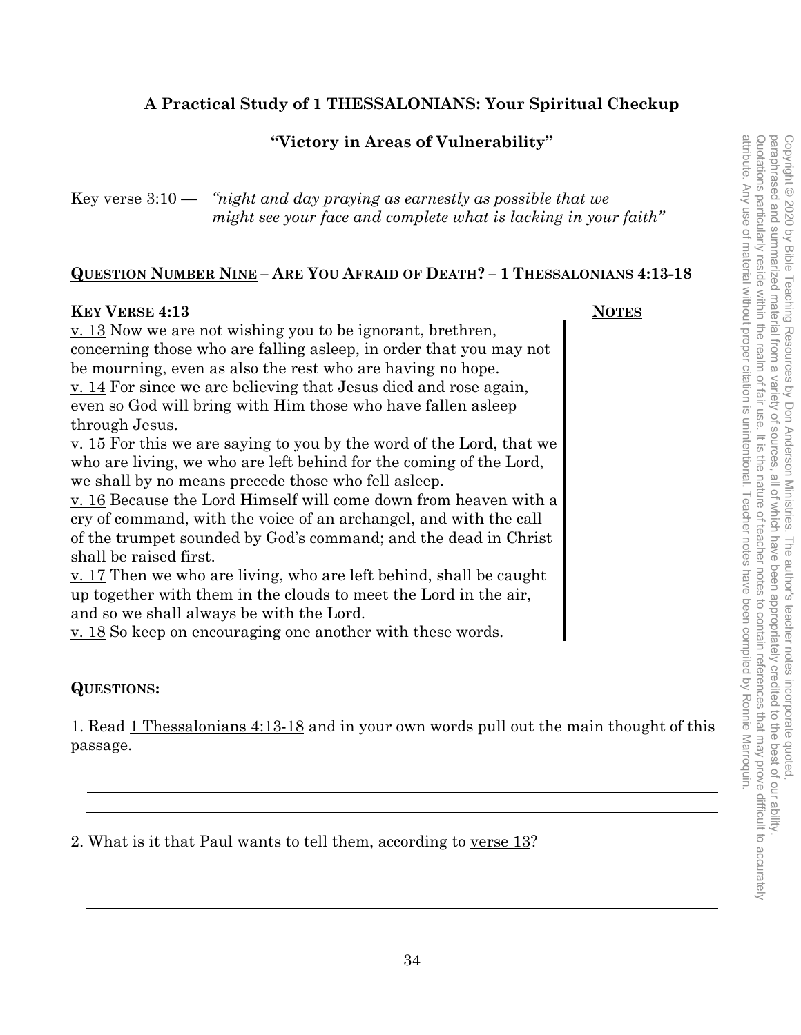**A Practical Study of 1 THESSALONIANS: Your Spiritual Checkup**

**"Victory in Areas of Vulnerability"**

Key verse 3:10 — *"night and day praying as earnestly as possible that we might see your face and complete what is lacking in your faith"*

## QUESTION NUMBER NINE – ARE YOU AFRAID OF DEATH? – 1 THESSALONIANS 4:13-18

**KEY VERSE 4:13** **NOTES**

v. 13 Now we are not wishing you to be ignorant, brethren, concerning those who are falling asleep, in order that you may not be mourning, even as also the rest who are having no hope.
v. 14 For since we are believing that Jesus died and rose again, even so God will bring with Him those who have fallen asleep through Jesus.
v. 15 For this we are saying to you by the word of the Lord, that we who are living, we who are left behind for the coming of the Lord, we shall by no means precede those who fell asleep.
v. 16 Because the Lord Himself will come down from heaven with a cry of command, with the voice of an archangel, and with the call of the trumpet sounded by God's command; and the dead in Christ shall be raised first.
v. 17 Then we who are living, who are left behind, shall be caught up together with them in the clouds to meet the Lord in the air, and so we shall always be with the Lord.
v. 18 So keep on encouraging one another with these words.

**QUESTIONS:**

1. Read 1 Thessalonians 4:13-18 and in your own words pull out the main thought of this passage.

2. What is it that Paul wants to tell them, according to verse 13?

Copyright © 2020 by Bible Teaching Resources by Don Anderson Ministries. The author's teacher notes incorporate quoted, paraphrased and summarized material from a variety of sources, all of which have been appropriately credited to the best of our ability. Quotations particularly reside within the realm of fair use. It is the nature of teacher notes to contain references that may prove difficult to accurately attribute. Any use of material without proper citation is unintentional. Teacher notes have been compiled by Ronnie Marroquin.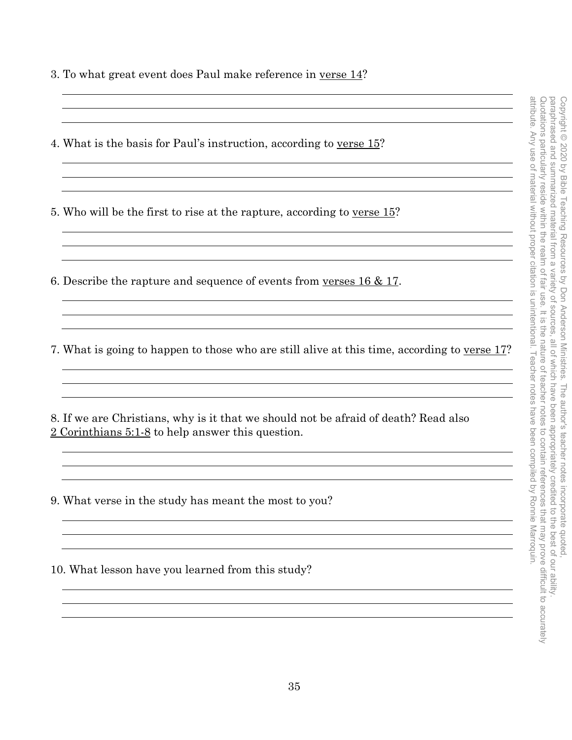3. To what great event does Paul make reference in verse 14?

4. What is the basis for Paul's instruction, according to verse 15?

5. Who will be the first to rise at the rapture, according to verse 15?

6. Describe the rapture and sequence of events from verses 16 & 17.

7. What is going to happen to those who are still alive at this time, according to verse 17?

8. If we are Christians, why is it that we should not be afraid of death? Read also 2 Corinthians 5:1-8 to help answer this question.

9. What verse in the study has meant the most to you?

10. What lesson have you learned from this study?

Copyright © 2020 by Bible Teaching Resources by Don Anderson Ministries. The author's teacher notes incorporate quoted, paraphrased and summarized material from a variety of sources, all of which have been appropriately credited to the best of our ability. Quotations particularly reside within the realm of fair use. It is the nature of teacher notes to contain references that may prove difficult to accurately attribute. Any use of material without proper citation is unintentional. Teacher notes have been compiled by Ronnie Marroquin.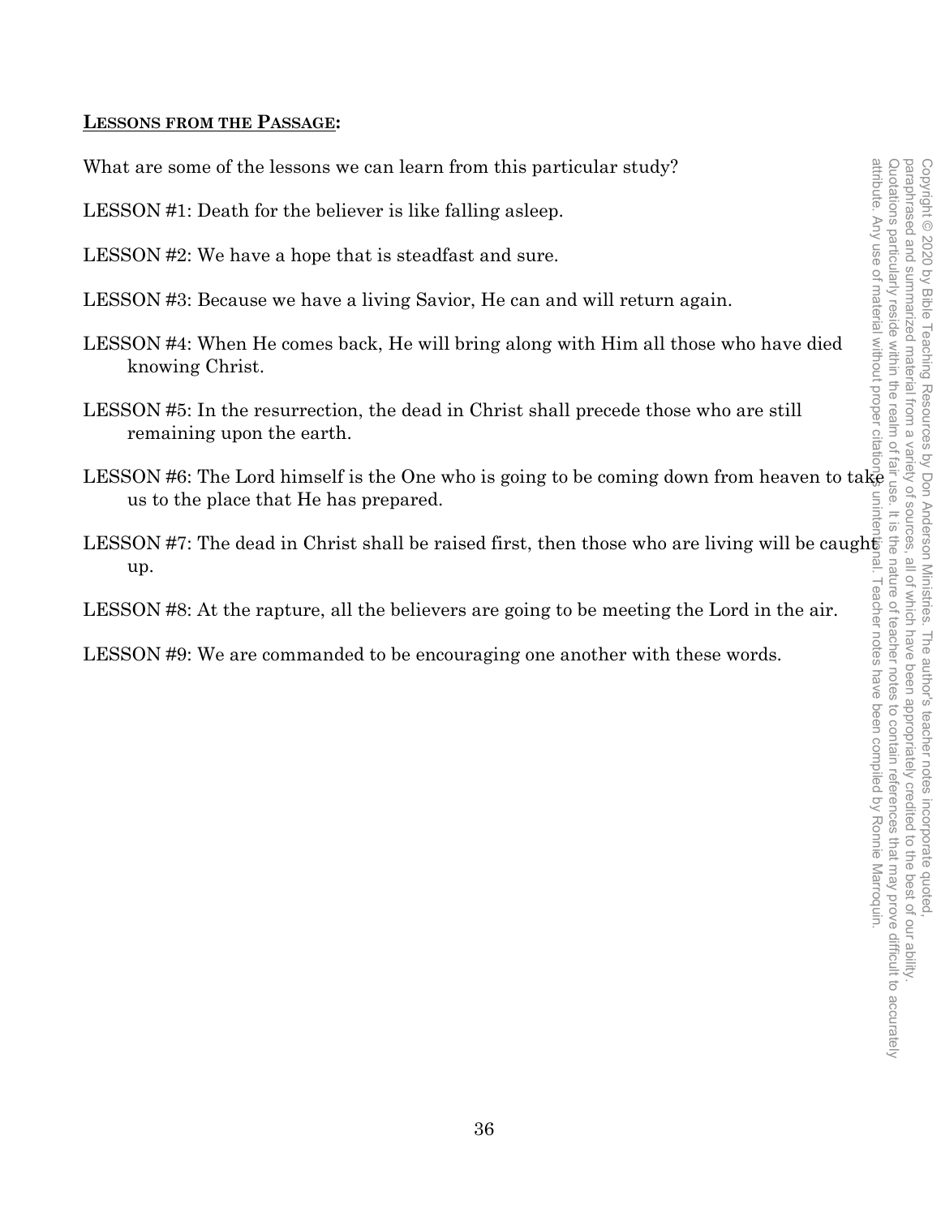## LESSONS FROM THE PASSAGE:

What are some of the lessons we can learn from this particular study?

LESSON #1: Death for the believer is like falling asleep.

LESSON #2: We have a hope that is steadfast and sure.

LESSON #3: Because we have a living Savior, He can and will return again.

LESSON #4: When He comes back, He will bring along with Him all those who have died knowing Christ.

LESSON #5: In the resurrection, the dead in Christ shall precede those who are still remaining upon the earth.

LESSON #6: The Lord himself is the One who is going to be coming down from heaven to take us to the place that He has prepared.

LESSON #7: The dead in Christ shall be raised first, then those who are living will be caught up.

LESSON #8: At the rapture, all the believers are going to be meeting the Lord in the air.

LESSON #9: We are commanded to be encouraging one another with these words.